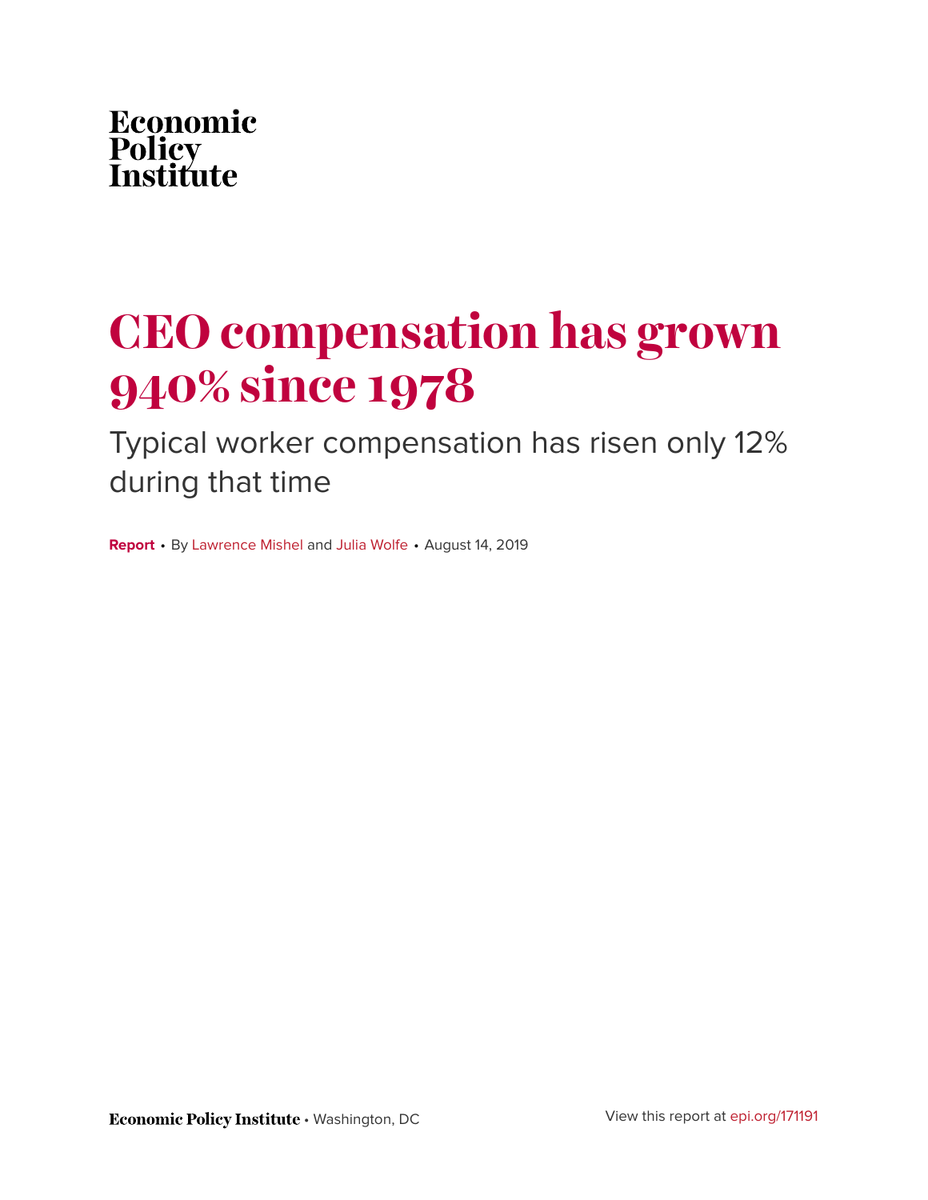Economic
Policy
Institute

# CEO compensation has grown 940% since 1978

## Typical worker compensation has risen only 12% during that time

**Report** • By Lawrence Mishel and Julia Wolfe • August 14, 2019

**Economic Policy Institute** • Washington, DC

View this report at epi.org/171191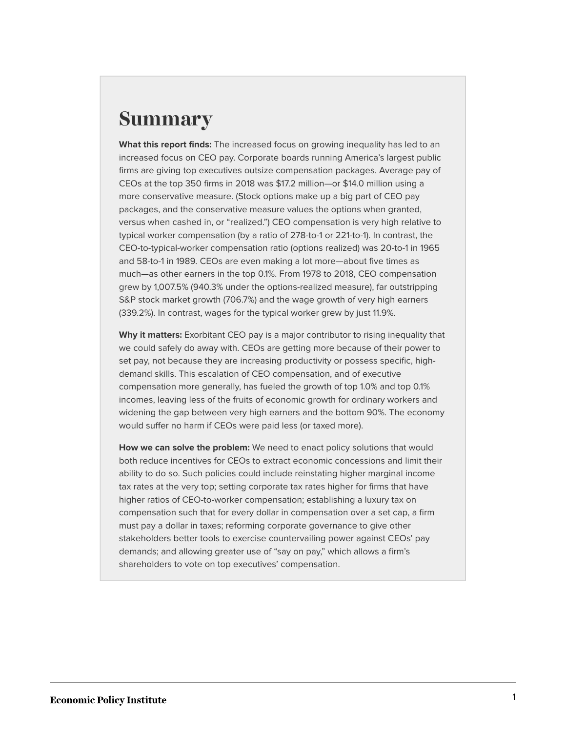# Summary

**What this report finds:** The increased focus on growing inequality has led to an increased focus on CEO pay. Corporate boards running America's largest public firms are giving top executives outsize compensation packages. Average pay of CEOs at the top 350 firms in 2018 was $17.2 million—or $14.0 million using a more conservative measure. (Stock options make up a big part of CEO pay packages, and the conservative measure values the options when granted, versus when cashed in, or "realized.") CEO compensation is very high relative to typical worker compensation (by a ratio of 278-to-1 or 221-to-1). In contrast, the CEO-to-typical-worker compensation ratio (options realized) was 20-to-1 in 1965 and 58-to-1 in 1989. CEOs are even making a lot more—about five times as much—as other earners in the top 0.1%. From 1978 to 2018, CEO compensation grew by 1,007.5% (940.3% under the options-realized measure), far outstripping S&P stock market growth (706.7%) and the wage growth of very high earners (339.2%). In contrast, wages for the typical worker grew by just 11.9%.

**Why it matters:** Exorbitant CEO pay is a major contributor to rising inequality that we could safely do away with. CEOs are getting more because of their power to set pay, not because they are increasing productivity or possess specific, high-demand skills. This escalation of CEO compensation, and of executive compensation more generally, has fueled the growth of top 1.0% and top 0.1% incomes, leaving less of the fruits of economic growth for ordinary workers and widening the gap between very high earners and the bottom 90%. The economy would suffer no harm if CEOs were paid less (or taxed more).

**How we can solve the problem:** We need to enact policy solutions that would both reduce incentives for CEOs to extract economic concessions and limit their ability to do so. Such policies could include reinstating higher marginal income tax rates at the very top; setting corporate tax rates higher for firms that have higher ratios of CEO-to-worker compensation; establishing a luxury tax on compensation such that for every dollar in compensation over a set cap, a firm must pay a dollar in taxes; reforming corporate governance to give other stakeholders better tools to exercise countervailing power against CEOs' pay demands; and allowing greater use of "say on pay," which allows a firm's shareholders to vote on top executives' compensation.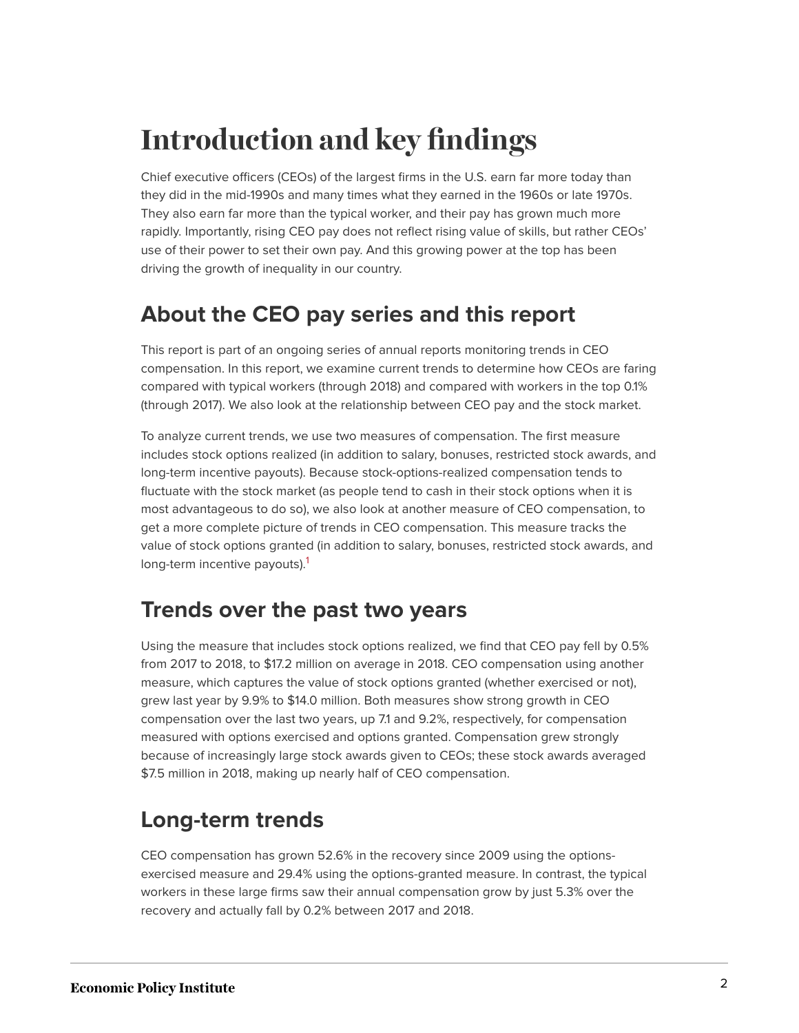# Introduction and key findings

Chief executive officers (CEOs) of the largest firms in the U.S. earn far more today than they did in the mid-1990s and many times what they earned in the 1960s or late 1970s. They also earn far more than the typical worker, and their pay has grown much more rapidly. Importantly, rising CEO pay does not reflect rising value of skills, but rather CEOs' use of their power to set their own pay. And this growing power at the top has been driving the growth of inequality in our country.

## About the CEO pay series and this report

This report is part of an ongoing series of annual reports monitoring trends in CEO compensation. In this report, we examine current trends to determine how CEOs are faring compared with typical workers (through 2018) and compared with workers in the top 0.1% (through 2017). We also look at the relationship between CEO pay and the stock market.

To analyze current trends, we use two measures of compensation. The first measure includes stock options realized (in addition to salary, bonuses, restricted stock awards, and long-term incentive payouts). Because stock-options-realized compensation tends to fluctuate with the stock market (as people tend to cash in their stock options when it is most advantageous to do so), we also look at another measure of CEO compensation, to get a more complete picture of trends in CEO compensation. This measure tracks the value of stock options granted (in addition to salary, bonuses, restricted stock awards, and long-term incentive payouts).[1]

## Trends over the past two years

Using the measure that includes stock options realized, we find that CEO pay fell by 0.5% from 2017 to 2018, to $17.2 million on average in 2018. CEO compensation using another measure, which captures the value of stock options granted (whether exercised or not), grew last year by 9.9% to $14.0 million. Both measures show strong growth in CEO compensation over the last two years, up 7.1 and 9.2%, respectively, for compensation measured with options exercised and options granted. Compensation grew strongly because of increasingly large stock awards given to CEOs; these stock awards averaged $7.5 million in 2018, making up nearly half of CEO compensation.

## Long-term trends

CEO compensation has grown 52.6% in the recovery since 2009 using the options-exercised measure and 29.4% using the options-granted measure. In contrast, the typical workers in these large firms saw their annual compensation grow by just 5.3% over the recovery and actually fall by 0.2% between 2017 and 2018.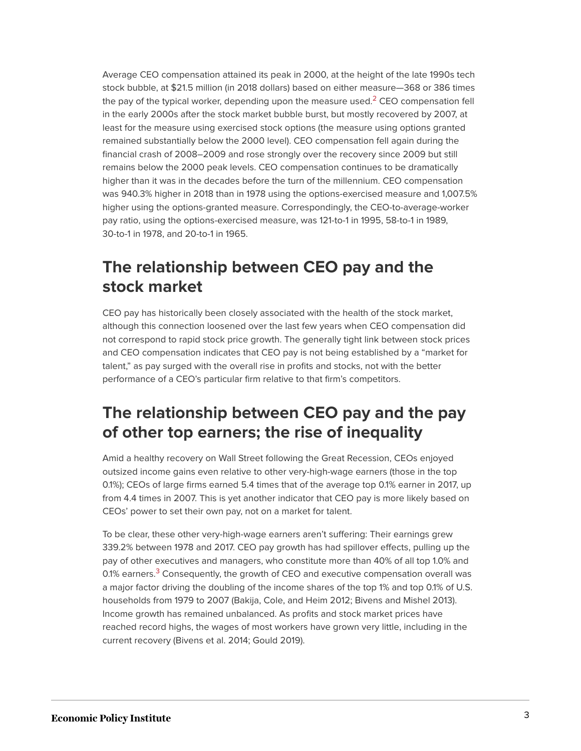Average CEO compensation attained its peak in 2000, at the height of the late 1990s tech stock bubble, at $21.5 million (in 2018 dollars) based on either measure—368 or 386 times the pay of the typical worker, depending upon the measure used.[2] CEO compensation fell in the early 2000s after the stock market bubble burst, but mostly recovered by 2007, at least for the measure using exercised stock options (the measure using options granted remained substantially below the 2000 level). CEO compensation fell again during the financial crash of 2008–2009 and rose strongly over the recovery since 2009 but still remains below the 2000 peak levels. CEO compensation continues to be dramatically higher than it was in the decades before the turn of the millennium. CEO compensation was 940.3% higher in 2018 than in 1978 using the options-exercised measure and 1,007.5% higher using the options-granted measure. Correspondingly, the CEO-to-average-worker pay ratio, using the options-exercised measure, was 121-to-1 in 1995, 58-to-1 in 1989, 30-to-1 in 1978, and 20-to-1 in 1965.

## The relationship between CEO pay and the stock market

CEO pay has historically been closely associated with the health of the stock market, although this connection loosened over the last few years when CEO compensation did not correspond to rapid stock price growth. The generally tight link between stock prices and CEO compensation indicates that CEO pay is not being established by a "market for talent," as pay surged with the overall rise in profits and stocks, not with the better performance of a CEO's particular firm relative to that firm's competitors.

## The relationship between CEO pay and the pay of other top earners; the rise of inequality

Amid a healthy recovery on Wall Street following the Great Recession, CEOs enjoyed outsized income gains even relative to other very-high-wage earners (those in the top 0.1%); CEOs of large firms earned 5.4 times that of the average top 0.1% earner in 2017, up from 4.4 times in 2007. This is yet another indicator that CEO pay is more likely based on CEOs' power to set their own pay, not on a market for talent.

To be clear, these other very-high-wage earners aren't suffering: Their earnings grew 339.2% between 1978 and 2017. CEO pay growth has had spillover effects, pulling up the pay of other executives and managers, who constitute more than 40% of all top 1.0% and 0.1% earners.[3] Consequently, the growth of CEO and executive compensation overall was a major factor driving the doubling of the income shares of the top 1% and top 0.1% of U.S. households from 1979 to 2007 (Bakija, Cole, and Heim 2012; Bivens and Mishel 2013). Income growth has remained unbalanced. As profits and stock market prices have reached record highs, the wages of most workers have grown very little, including in the current recovery (Bivens et al. 2014; Gould 2019).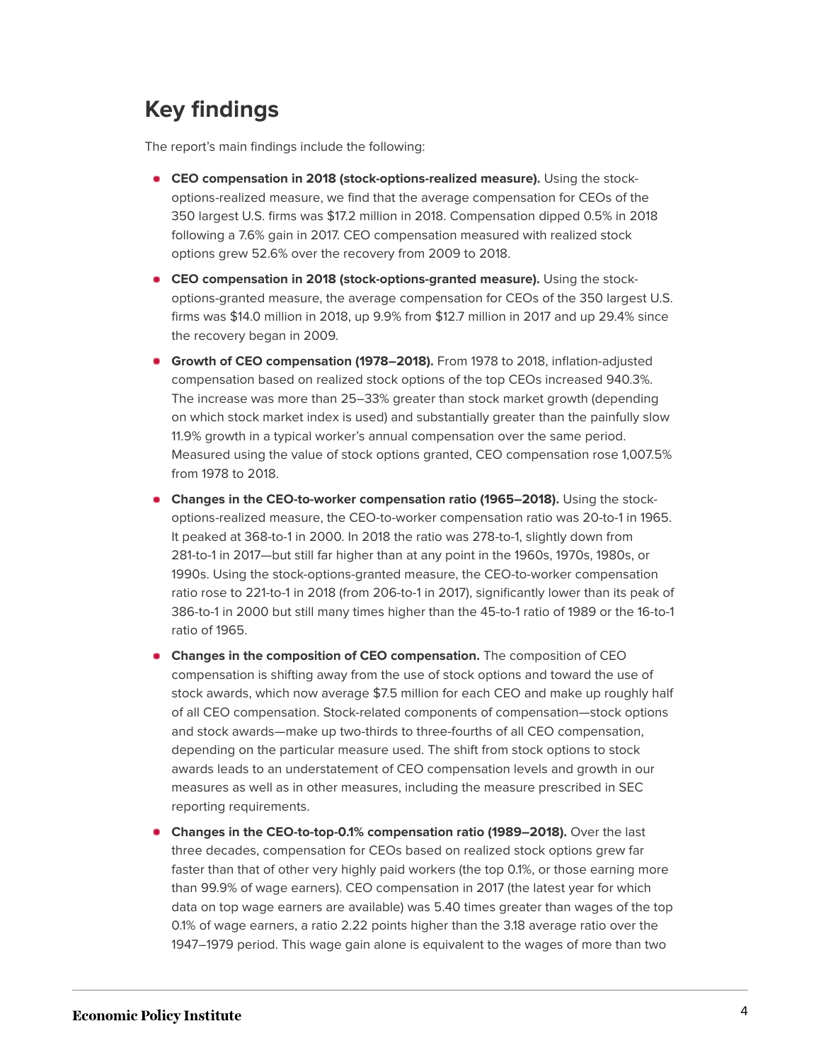## Key findings

The report's main findings include the following:

- **CEO compensation in 2018 (stock-options-realized measure).** Using the stock-options-realized measure, we find that the average compensation for CEOs of the 350 largest U.S. firms was $17.2 million in 2018. Compensation dipped 0.5% in 2018 following a 7.6% gain in 2017. CEO compensation measured with realized stock options grew 52.6% over the recovery from 2009 to 2018.
- **CEO compensation in 2018 (stock-options-granted measure).** Using the stock-options-granted measure, the average compensation for CEOs of the 350 largest U.S. firms was $14.0 million in 2018, up 9.9% from $12.7 million in 2017 and up 29.4% since the recovery began in 2009.
- **Growth of CEO compensation (1978–2018).** From 1978 to 2018, inflation-adjusted compensation based on realized stock options of the top CEOs increased 940.3%. The increase was more than 25–33% greater than stock market growth (depending on which stock market index is used) and substantially greater than the painfully slow 11.9% growth in a typical worker's annual compensation over the same period. Measured using the value of stock options granted, CEO compensation rose 1,007.5% from 1978 to 2018.
- **Changes in the CEO-to-worker compensation ratio (1965–2018).** Using the stock-options-realized measure, the CEO-to-worker compensation ratio was 20-to-1 in 1965. It peaked at 368-to-1 in 2000. In 2018 the ratio was 278-to-1, slightly down from 281-to-1 in 2017—but still far higher than at any point in the 1960s, 1970s, 1980s, or 1990s. Using the stock-options-granted measure, the CEO-to-worker compensation ratio rose to 221-to-1 in 2018 (from 206-to-1 in 2017), significantly lower than its peak of 386-to-1 in 2000 but still many times higher than the 45-to-1 ratio of 1989 or the 16-to-1 ratio of 1965.
- **Changes in the composition of CEO compensation.** The composition of CEO compensation is shifting away from the use of stock options and toward the use of stock awards, which now average $7.5 million for each CEO and make up roughly half of all CEO compensation. Stock-related components of compensation—stock options and stock awards—make up two-thirds to three-fourths of all CEO compensation, depending on the particular measure used. The shift from stock options to stock awards leads to an understatement of CEO compensation levels and growth in our measures as well as in other measures, including the measure prescribed in SEC reporting requirements.
- **Changes in the CEO-to-top-0.1% compensation ratio (1989–2018).** Over the last three decades, compensation for CEOs based on realized stock options grew far faster than that of other very highly paid workers (the top 0.1%, or those earning more than 99.9% of wage earners). CEO compensation in 2017 (the latest year for which data on top wage earners are available) was 5.40 times greater than wages of the top 0.1% of wage earners, a ratio 2.22 points higher than the 3.18 average ratio over the 1947–1979 period. This wage gain alone is equivalent to the wages of more than two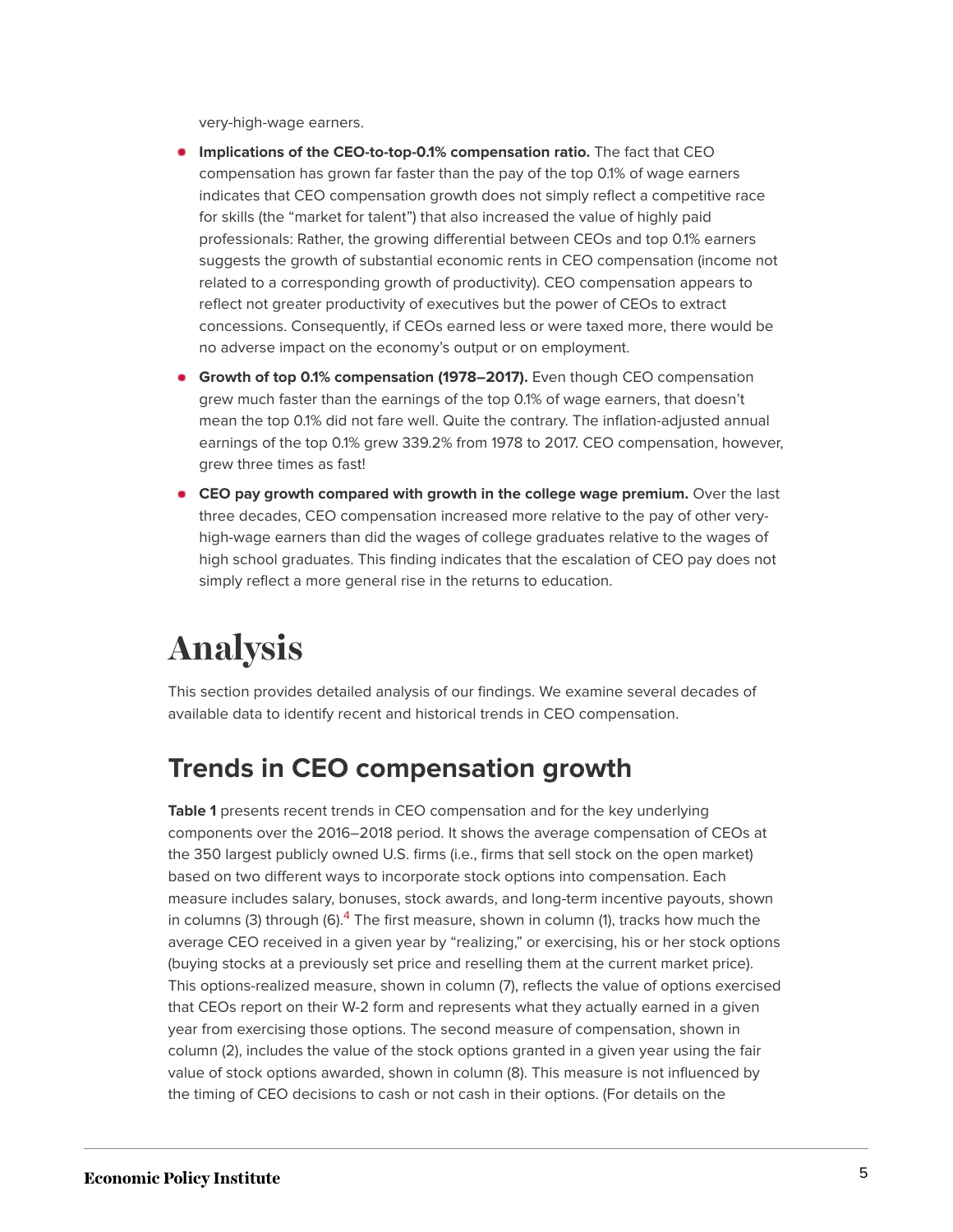very-high-wage earners.

- **Implications of the CEO-to-top-0.1% compensation ratio.** The fact that CEO compensation has grown far faster than the pay of the top 0.1% of wage earners indicates that CEO compensation growth does not simply reflect a competitive race for skills (the "market for talent") that also increased the value of highly paid professionals: Rather, the growing differential between CEOs and top 0.1% earners suggests the growth of substantial economic rents in CEO compensation (income not related to a corresponding growth of productivity). CEO compensation appears to reflect not greater productivity of executives but the power of CEOs to extract concessions. Consequently, if CEOs earned less or were taxed more, there would be no adverse impact on the economy's output or on employment.
- **Growth of top 0.1% compensation (1978–2017).** Even though CEO compensation grew much faster than the earnings of the top 0.1% of wage earners, that doesn't mean the top 0.1% did not fare well. Quite the contrary. The inflation-adjusted annual earnings of the top 0.1% grew 339.2% from 1978 to 2017. CEO compensation, however, grew three times as fast!
- **CEO pay growth compared with growth in the college wage premium.** Over the last three decades, CEO compensation increased more relative to the pay of other very-high-wage earners than did the wages of college graduates relative to the wages of high school graduates. This finding indicates that the escalation of CEO pay does not simply reflect a more general rise in the returns to education.

# Analysis

This section provides detailed analysis of our findings. We examine several decades of available data to identify recent and historical trends in CEO compensation.

## Trends in CEO compensation growth

**Table 1** presents recent trends in CEO compensation and for the key underlying components over the 2016–2018 period. It shows the average compensation of CEOs at the 350 largest publicly owned U.S. firms (i.e., firms that sell stock on the open market) based on two different ways to incorporate stock options into compensation. Each measure includes salary, bonuses, stock awards, and long-term incentive payouts, shown in columns (3) through (6).[4] The first measure, shown in column (1), tracks how much the average CEO received in a given year by "realizing," or exercising, his or her stock options (buying stocks at a previously set price and reselling them at the current market price). This options-realized measure, shown in column (7), reflects the value of options exercised that CEOs report on their W-2 form and represents what they actually earned in a given year from exercising those options. The second measure of compensation, shown in column (2), includes the value of the stock options granted in a given year using the fair value of stock options awarded, shown in column (8). This measure is not influenced by the timing of CEO decisions to cash or not cash in their options. (For details on the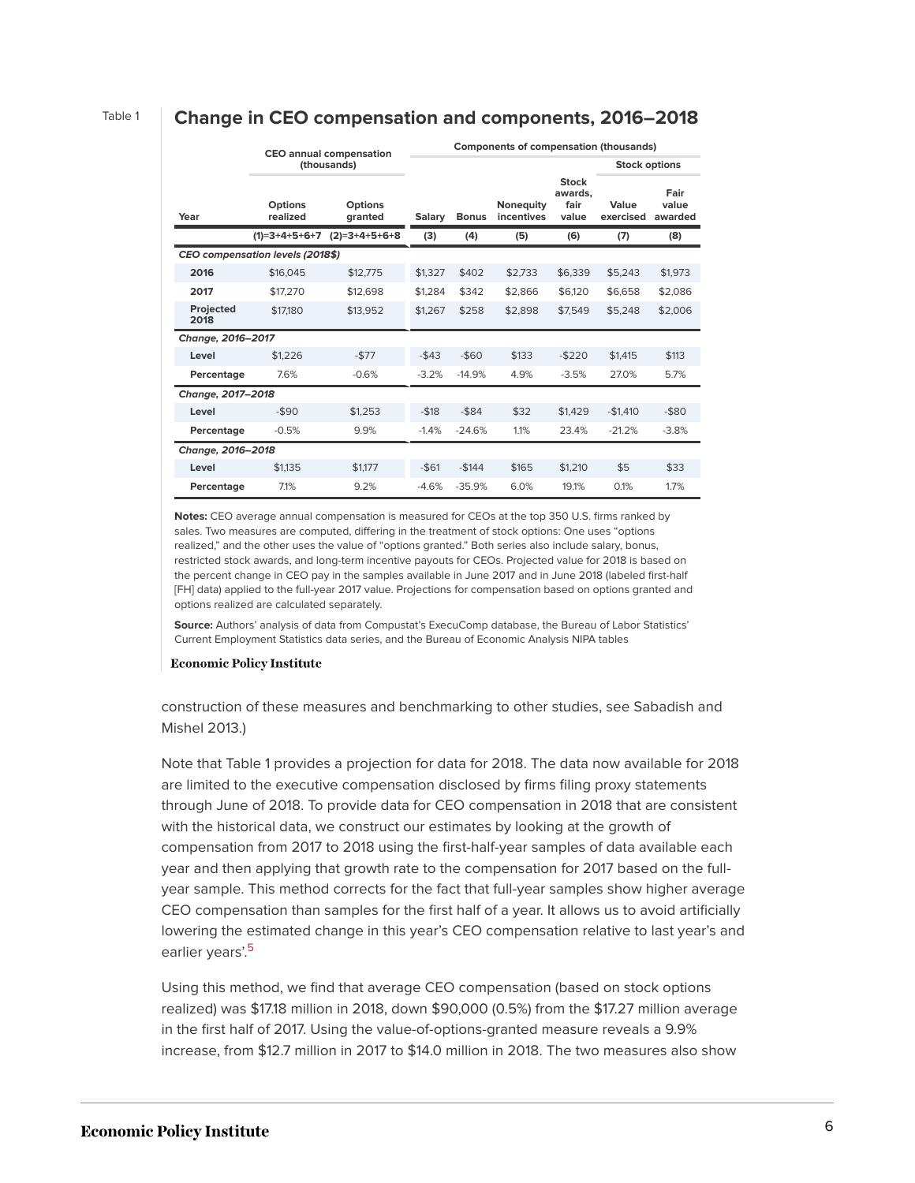Table 1

## Change in CEO compensation and components, 2016–2018

| | CEO annual compensation (thousands) | | Components of compensation (thousands) | | | | | |
|---|---|---|---|---|---|---|---|---|
| | | | | | | | Stock options | |
| Year | Options realized | Options granted | Salary | Bonus | Nonequity incentives | Stock awards, fair value | Value exercised | Fair value awarded |
| | (1)=3+4+5+6+7 | (2)=3+4+5+6+8 | (3) | (4) | (5) | (6) | (7) | (8) |
| *CEO compensation levels (2018$)* | | | | | | | | |
| 2016 | $16,045 | $12,775 | $1,327 | $402 | $2,733 | $6,339 | $5,243 | $1,973 |
| 2017 | $17,270 | $12,698 | $1,284 | $342 | $2,866 | $6,120 | $6,658 | $2,086 |
| Projected 2018 | $17,180 | $13,952 | $1,267 | $258 | $2,898 | $7,549 | $5,248 | $2,006 |
| *Change, 2016–2017* | | | | | | | | |
| Level | $1,226 | -$77 | -$43 | -$60 | $133 | -$220 | $1,415 | $113 |
| Percentage | 7.6% | -0.6% | -3.2% | -14.9% | 4.9% | -3.5% | 27.0% | 5.7% |
| *Change, 2017–2018* | | | | | | | | |
| Level | -$90 | $1,253 | -$18 | -$84 | $32 | $1,429 | -$1,410 | -$80 |
| Percentage | -0.5% | 9.9% | -1.4% | -24.6% | 1.1% | 23.4% | -21.2% | -3.8% |
| *Change, 2016–2018* | | | | | | | | |
| Level | $1,135 | $1,177 | -$61 | -$144 | $165 | $1,210 | $5 | $33 |
| Percentage | 7.1% | 9.2% | -4.6% | -35.9% | 6.0% | 19.1% | 0.1% | 1.7% |

**Notes:** CEO average annual compensation is measured for CEOs at the top 350 U.S. firms ranked by sales. Two measures are computed, differing in the treatment of stock options: One uses "options realized," and the other uses the value of "options granted." Both series also include salary, bonus, restricted stock awards, and long-term incentive payouts for CEOs. Projected value for 2018 is based on the percent change in CEO pay in the samples available in June 2017 and in June 2018 (labeled first-half [FH] data) applied to the full-year 2017 value. Projections for compensation based on options granted and options realized are calculated separately.

**Source:** Authors' analysis of data from Compustat's ExecuComp database, the Bureau of Labor Statistics' Current Employment Statistics data series, and the Bureau of Economic Analysis NIPA tables

**Economic Policy Institute**

construction of these measures and benchmarking to other studies, see Sabadish and Mishel 2013.)

Note that Table 1 provides a projection for data for 2018. The data now available for 2018 are limited to the executive compensation disclosed by firms filing proxy statements through June of 2018. To provide data for CEO compensation in 2018 that are consistent with the historical data, we construct our estimates by looking at the growth of compensation from 2017 to 2018 using the first-half-year samples of data available each year and then applying that growth rate to the compensation for 2017 based on the full-year sample. This method corrects for the fact that full-year samples show higher average CEO compensation than samples for the first half of a year. It allows us to avoid artificially lowering the estimated change in this year's CEO compensation relative to last year's and earlier years'.[5]

Using this method, we find that average CEO compensation (based on stock options realized) was $17.18 million in 2018, down $90,000 (0.5%) from the $17.27 million average in the first half of 2017. Using the value-of-options-granted measure reveals a 9.9% increase, from $12.7 million in 2017 to $14.0 million in 2018. The two measures also show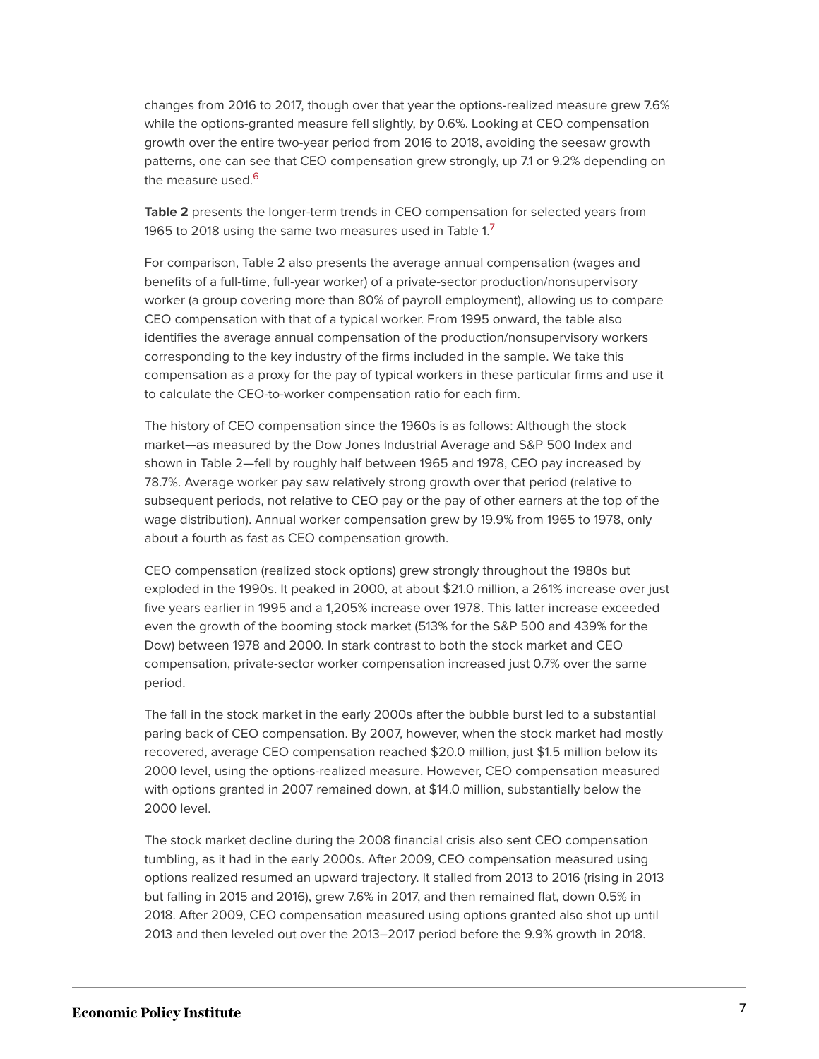changes from 2016 to 2017, though over that year the options-realized measure grew 7.6% while the options-granted measure fell slightly, by 0.6%. Looking at CEO compensation growth over the entire two-year period from 2016 to 2018, avoiding the seesaw growth patterns, one can see that CEO compensation grew strongly, up 7.1 or 9.2% depending on the measure used.[6]

**Table 2** presents the longer-term trends in CEO compensation for selected years from 1965 to 2018 using the same two measures used in Table 1.[7]

For comparison, Table 2 also presents the average annual compensation (wages and benefits of a full-time, full-year worker) of a private-sector production/nonsupervisory worker (a group covering more than 80% of payroll employment), allowing us to compare CEO compensation with that of a typical worker. From 1995 onward, the table also identifies the average annual compensation of the production/nonsupervisory workers corresponding to the key industry of the firms included in the sample. We take this compensation as a proxy for the pay of typical workers in these particular firms and use it to calculate the CEO-to-worker compensation ratio for each firm.

The history of CEO compensation since the 1960s is as follows: Although the stock market—as measured by the Dow Jones Industrial Average and S&P 500 Index and shown in Table 2—fell by roughly half between 1965 and 1978, CEO pay increased by 78.7%. Average worker pay saw relatively strong growth over that period (relative to subsequent periods, not relative to CEO pay or the pay of other earners at the top of the wage distribution). Annual worker compensation grew by 19.9% from 1965 to 1978, only about a fourth as fast as CEO compensation growth.

CEO compensation (realized stock options) grew strongly throughout the 1980s but exploded in the 1990s. It peaked in 2000, at about $21.0 million, a 261% increase over just five years earlier in 1995 and a 1,205% increase over 1978. This latter increase exceeded even the growth of the booming stock market (513% for the S&P 500 and 439% for the Dow) between 1978 and 2000. In stark contrast to both the stock market and CEO compensation, private-sector worker compensation increased just 0.7% over the same period.

The fall in the stock market in the early 2000s after the bubble burst led to a substantial paring back of CEO compensation. By 2007, however, when the stock market had mostly recovered, average CEO compensation reached $20.0 million, just $1.5 million below its 2000 level, using the options-realized measure. However, CEO compensation measured with options granted in 2007 remained down, at $14.0 million, substantially below the 2000 level.

The stock market decline during the 2008 financial crisis also sent CEO compensation tumbling, as it had in the early 2000s. After 2009, CEO compensation measured using options realized resumed an upward trajectory. It stalled from 2013 to 2016 (rising in 2013 but falling in 2015 and 2016), grew 7.6% in 2017, and then remained flat, down 0.5% in 2018. After 2009, CEO compensation measured using options granted also shot up until 2013 and then leveled out over the 2013–2017 period before the 9.9% growth in 2018.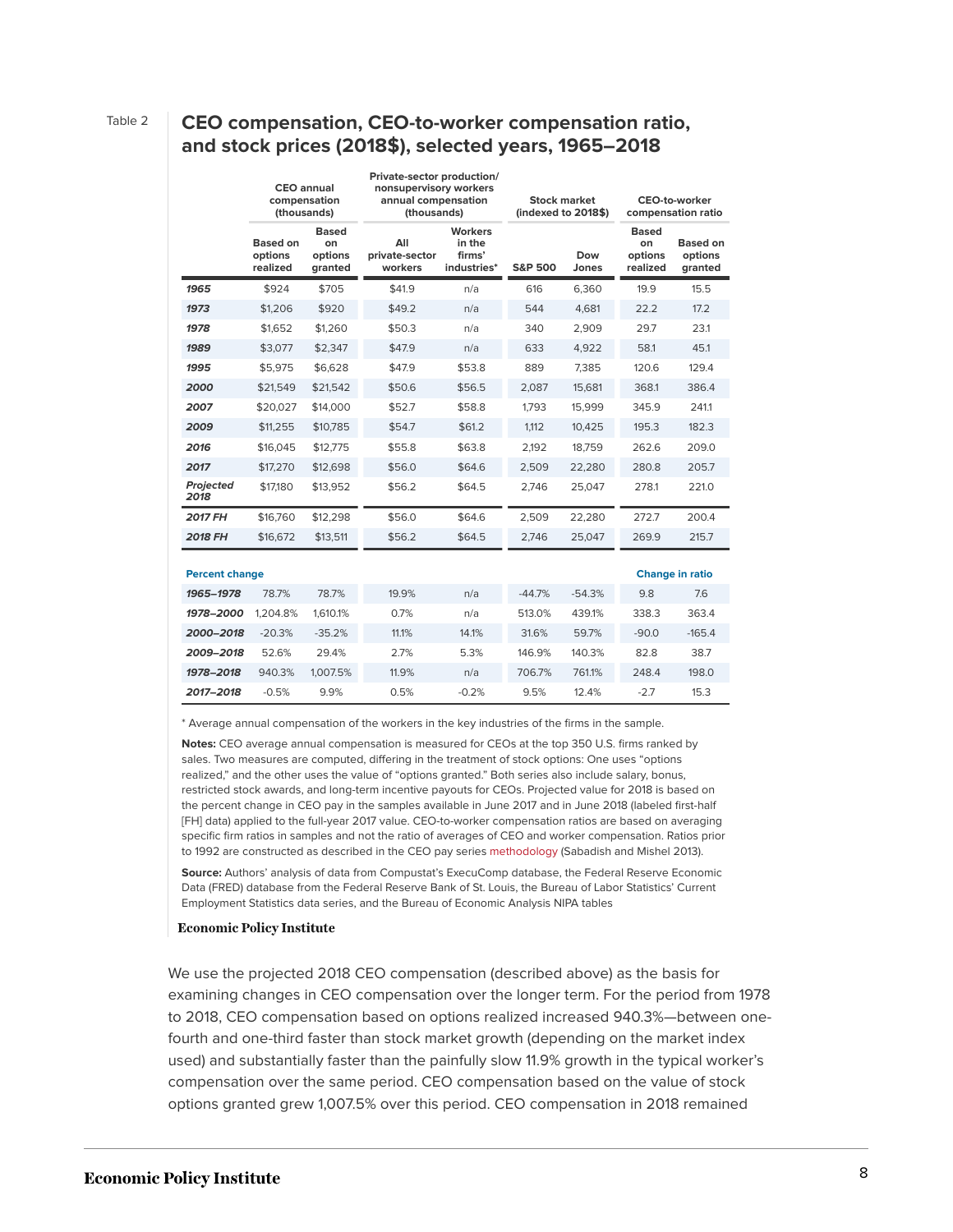Table 2

## CEO compensation, CEO-to-worker compensation ratio, and stock prices (2018$), selected years, 1965–2018

| | CEO annual compensation (thousands) | | Private-sector production/nonsupervisory workers annual compensation (thousands) | | Stock market (indexed to 2018$) | | CEO-to-worker compensation ratio | |
|---|---|---|---|---|---|---|---|---|
| | Based on options realized | Based on options granted | All private-sector workers | Workers in the firms' industries* | S&P 500 | Dow Jones | Based on options realized | Based on options granted |
| **1965** | $924 | $705 | $41.9 | n/a | 616 | 6,360 | 19.9 | 15.5 |
| **1973** | $1,206 | $920 | $49.2 | n/a | 544 | 4,681 | 22.2 | 17.2 |
| **1978** | $1,652 | $1,260 | $50.3 | n/a | 340 | 2,909 | 29.7 | 23.1 |
| **1989** | $3,077 | $2,347 | $47.9 | n/a | 633 | 4,922 | 58.1 | 45.1 |
| **1995** | $5,975 | $6,628 | $47.9 | $53.8 | 889 | 7,385 | 120.6 | 129.4 |
| **2000** | $21,549 | $21,542 | $50.6 | $56.5 | 2,087 | 15,681 | 368.1 | 386.4 |
| **2007** | $20,027 | $14,000 | $52.7 | $58.8 | 1,793 | 15,999 | 345.9 | 241.1 |
| **2009** | $11,255 | $10,785 | $54.7 | $61.2 | 1,112 | 10,425 | 195.3 | 182.3 |
| **2016** | $16,045 | $12,775 | $55.8 | $63.8 | 2,192 | 18,759 | 262.6 | 209.0 |
| **2017** | $17,270 | $12,698 | $56.0 | $64.6 | 2,509 | 22,280 | 280.8 | 205.7 |
| **Projected 2018** | $17,180 | $13,952 | $56.2 | $64.5 | 2,746 | 25,047 | 278.1 | 221.0 |
| **2017 FH** | $16,760 | $12,298 | $56.0 | $64.6 | 2,509 | 22,280 | 272.7 | 200.4 |
| **2018 FH** | $16,672 | $13,511 | $56.2 | $64.5 | 2,746 | 25,047 | 269.9 | 215.7 |
| **Percent change** | | | | | | | **Change in ratio** | |
| **1965–1978** | 78.7% | 78.7% | 19.9% | n/a | -44.7% | -54.3% | 9.8 | 7.6 |
| **1978–2000** | 1,204.8% | 1,610.1% | 0.7% | n/a | 513.0% | 439.1% | 338.3 | 363.4 |
| **2000–2018** | -20.3% | -35.2% | 11.1% | 14.1% | 31.6% | 59.7% | -90.0 | -165.4 |
| **2009–2018** | 52.6% | 29.4% | 2.7% | 5.3% | 146.9% | 140.3% | 82.8 | 38.7 |
| **1978–2018** | 940.3% | 1,007.5% | 11.9% | n/a | 706.7% | 761.1% | 248.4 | 198.0 |
| **2017–2018** | -0.5% | 9.9% | 0.5% | -0.2% | 9.5% | 12.4% | -2.7 | 15.3 |

* Average annual compensation of the workers in the key industries of the firms in the sample.

**Notes:** CEO average annual compensation is measured for CEOs at the top 350 U.S. firms ranked by sales. Two measures are computed, differing in the treatment of stock options: One uses "options realized," and the other uses the value of "options granted." Both series also include salary, bonus, restricted stock awards, and long-term incentive payouts for CEOs. Projected value for 2018 is based on the percent change in CEO pay in the samples available in June 2017 and in June 2018 (labeled first-half [FH] data) applied to the full-year 2017 value. CEO-to-worker compensation ratios are based on averaging specific firm ratios in samples and not the ratio of averages of CEO and worker compensation. Ratios prior to 1992 are constructed as described in the CEO pay series methodology (Sabadish and Mishel 2013).

**Source:** Authors' analysis of data from Compustat's ExecuComp database, the Federal Reserve Economic Data (FRED) database from the Federal Reserve Bank of St. Louis, the Bureau of Labor Statistics' Current Employment Statistics data series, and the Bureau of Economic Analysis NIPA tables

**Economic Policy Institute**

We use the projected 2018 CEO compensation (described above) as the basis for examining changes in CEO compensation over the longer term. For the period from 1978 to 2018, CEO compensation based on options realized increased 940.3%—between one-fourth and one-third faster than stock market growth (depending on the market index used) and substantially faster than the painfully slow 11.9% growth in the typical worker's compensation over the same period. CEO compensation based on the value of stock options granted grew 1,007.5% over this period. CEO compensation in 2018 remained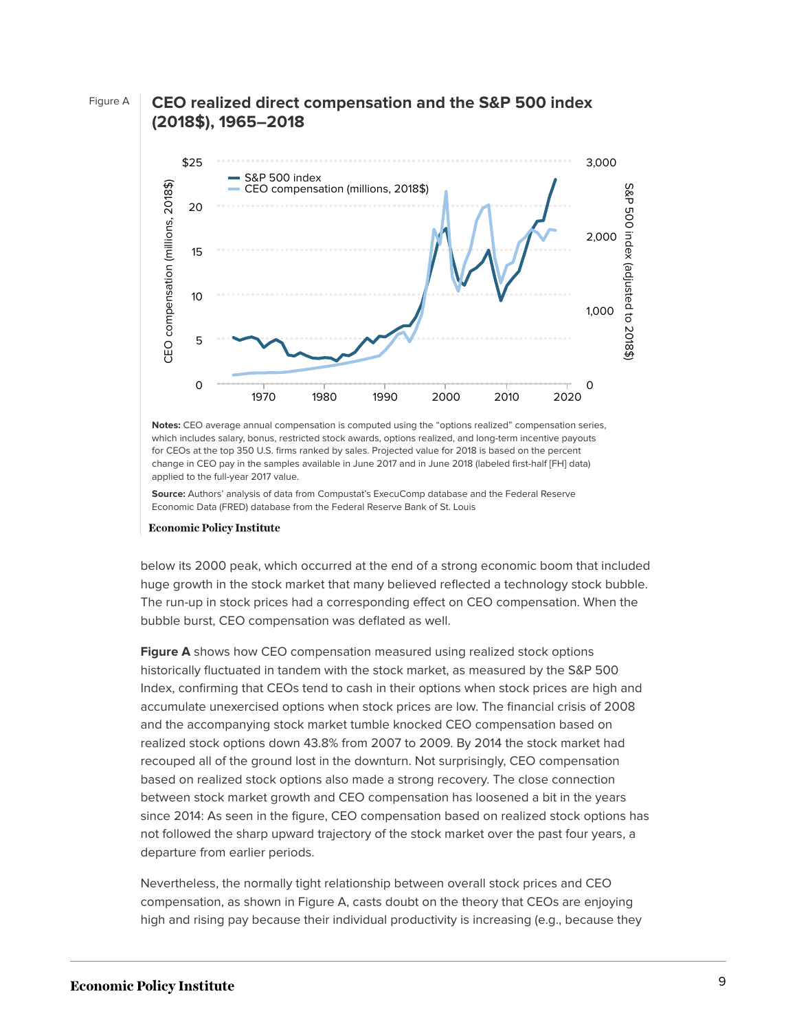Figure A

**CEO realized direct compensation and the S&P 500 index (2018$), 1965–2018**

**Notes:** CEO average annual compensation is computed using the "options realized" compensation series, which includes salary, bonus, restricted stock awards, options realized, and long-term incentive payouts for CEOs at the top 350 U.S. firms ranked by sales. Projected value for 2018 is based on the percent change in CEO pay in the samples available in June 2017 and in June 2018 (labeled first-half [FH] data) applied to the full-year 2017 value.

**Source:** Authors' analysis of data from Compustat's ExecuComp database and the Federal Reserve Economic Data (FRED) database from the Federal Reserve Bank of St. Louis

Economic Policy Institute

below its 2000 peak, which occurred at the end of a strong economic boom that included huge growth in the stock market that many believed reflected a technology stock bubble. The run-up in stock prices had a corresponding effect on CEO compensation. When the bubble burst, CEO compensation was deflated as well.

**Figure A** shows how CEO compensation measured using realized stock options historically fluctuated in tandem with the stock market, as measured by the S&P 500 Index, confirming that CEOs tend to cash in their options when stock prices are high and accumulate unexercised options when stock prices are low. The financial crisis of 2008 and the accompanying stock market tumble knocked CEO compensation based on realized stock options down 43.8% from 2007 to 2009. By 2014 the stock market had recouped all of the ground lost in the downturn. Not surprisingly, CEO compensation based on realized stock options also made a strong recovery. The close connection between stock market growth and CEO compensation has loosened a bit in the years since 2014: As seen in the figure, CEO compensation based on realized stock options has not followed the sharp upward trajectory of the stock market over the past four years, a departure from earlier periods.

Nevertheless, the normally tight relationship between overall stock prices and CEO compensation, as shown in Figure A, casts doubt on the theory that CEOs are enjoying high and rising pay because their individual productivity is increasing (e.g., because they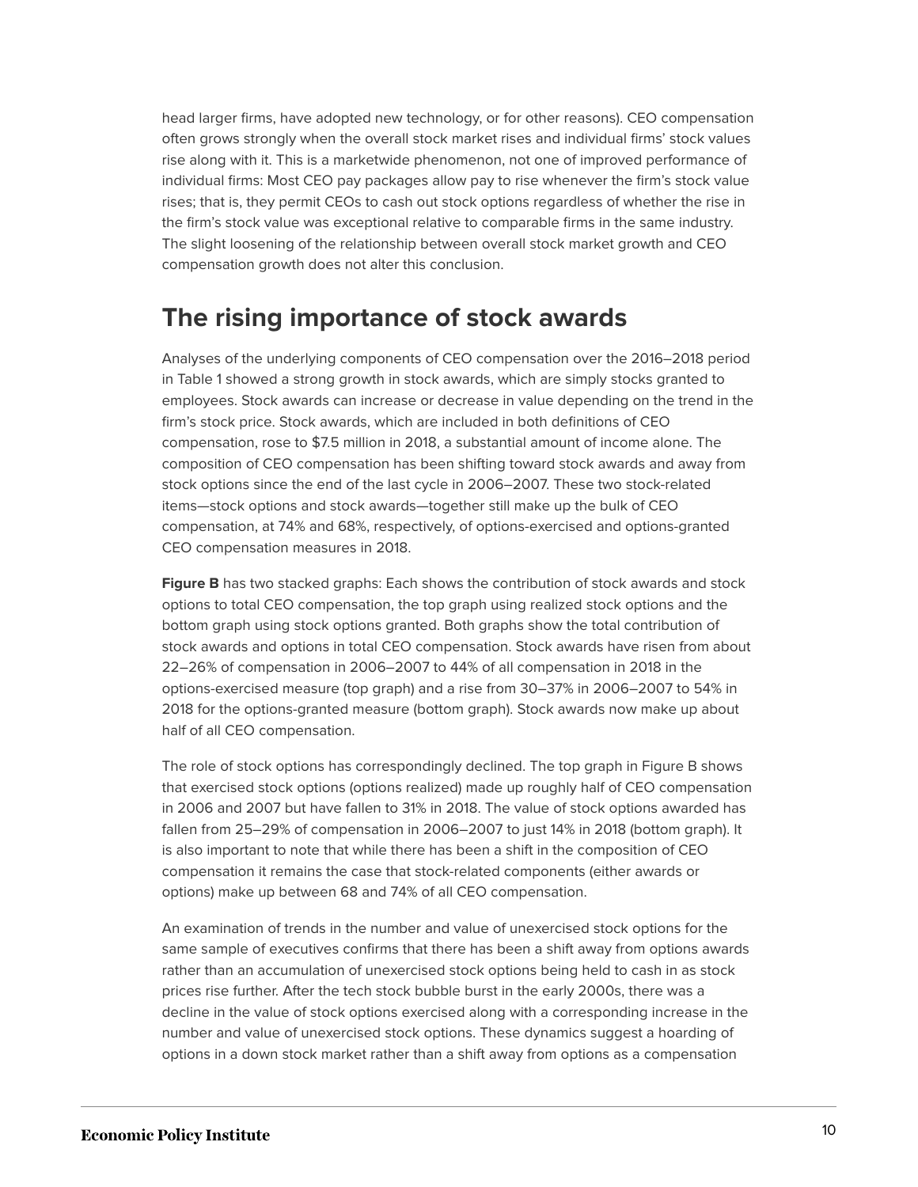head larger firms, have adopted new technology, or for other reasons). CEO compensation often grows strongly when the overall stock market rises and individual firms' stock values rise along with it. This is a marketwide phenomenon, not one of improved performance of individual firms: Most CEO pay packages allow pay to rise whenever the firm's stock value rises; that is, they permit CEOs to cash out stock options regardless of whether the rise in the firm's stock value was exceptional relative to comparable firms in the same industry. The slight loosening of the relationship between overall stock market growth and CEO compensation growth does not alter this conclusion.

## The rising importance of stock awards

Analyses of the underlying components of CEO compensation over the 2016–2018 period in Table 1 showed a strong growth in stock awards, which are simply stocks granted to employees. Stock awards can increase or decrease in value depending on the trend in the firm's stock price. Stock awards, which are included in both definitions of CEO compensation, rose to $7.5 million in 2018, a substantial amount of income alone. The composition of CEO compensation has been shifting toward stock awards and away from stock options since the end of the last cycle in 2006–2007. These two stock-related items—stock options and stock awards—together still make up the bulk of CEO compensation, at 74% and 68%, respectively, of options-exercised and options-granted CEO compensation measures in 2018.

**Figure B** has two stacked graphs: Each shows the contribution of stock awards and stock options to total CEO compensation, the top graph using realized stock options and the bottom graph using stock options granted. Both graphs show the total contribution of stock awards and options in total CEO compensation. Stock awards have risen from about 22–26% of compensation in 2006–2007 to 44% of all compensation in 2018 in the options-exercised measure (top graph) and a rise from 30–37% in 2006–2007 to 54% in 2018 for the options-granted measure (bottom graph). Stock awards now make up about half of all CEO compensation.

The role of stock options has correspondingly declined. The top graph in Figure B shows that exercised stock options (options realized) made up roughly half of CEO compensation in 2006 and 2007 but have fallen to 31% in 2018. The value of stock options awarded has fallen from 25–29% of compensation in 2006–2007 to just 14% in 2018 (bottom graph). It is also important to note that while there has been a shift in the composition of CEO compensation it remains the case that stock-related components (either awards or options) make up between 68 and 74% of all CEO compensation.

An examination of trends in the number and value of unexercised stock options for the same sample of executives confirms that there has been a shift away from options awards rather than an accumulation of unexercised stock options being held to cash in as stock prices rise further. After the tech stock bubble burst in the early 2000s, there was a decline in the value of stock options exercised along with a corresponding increase in the number and value of unexercised stock options. These dynamics suggest a hoarding of options in a down stock market rather than a shift away from options as a compensation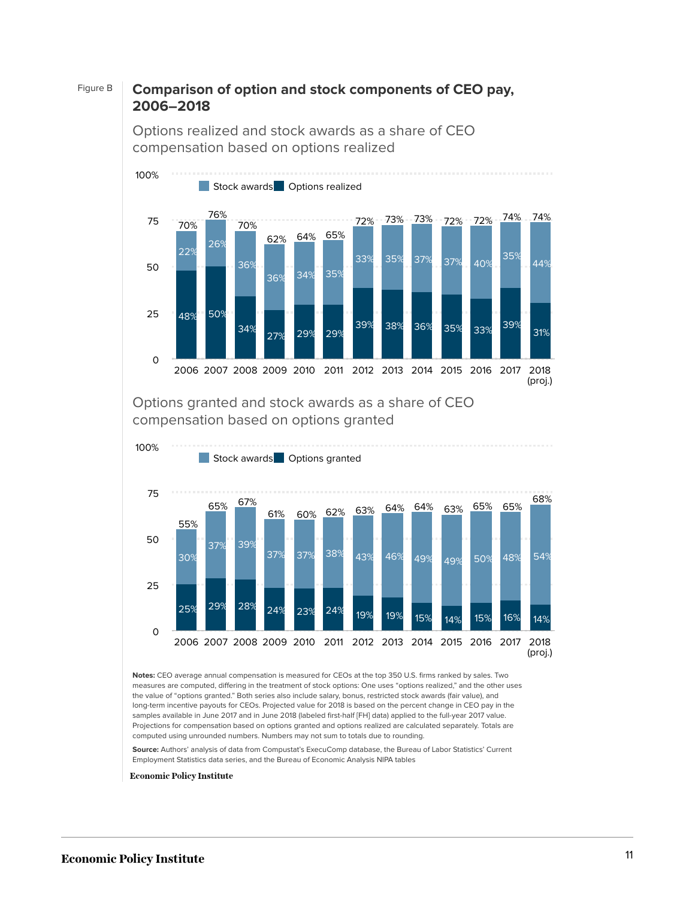Figure B

## Comparison of option and stock components of CEO pay, 2006–2018

### Options realized and stock awards as a share of CEO compensation based on options realized

| Year | Options realized | Stock awards | Total |
|---|---|---|---|
| 2006 | 48% | 22% | 70% |
| 2007 | 50% | 26% | 76% |
| 2008 | 34% | 36% | 70% |
| 2009 | 27% | 36% | 62% |
| 2010 | 29% | 34% | 64% |
| 2011 | 29% | 35% | 65% |
| 2012 | 39% | 33% | 72% |
| 2013 | 38% | 35% | 73% |
| 2014 | 36% | 37% | 73% |
| 2015 | 35% | 37% | 72% |
| 2016 | 33% | 40% | 72% |
| 2017 | 39% | 35% | 74% |
| 2018 (proj.) | 31% | 44% | 74% |

### Options granted and stock awards as a share of CEO compensation based on options granted

| Year | Options granted | Stock awards | Total |
|---|---|---|---|
| 2006 | 25% | 30% | 55% |
| 2007 | 29% | 37% | 65% |
| 2008 | 28% | 39% | 67% |
| 2009 | 24% | 37% | 61% |
| 2010 | 23% | 37% | 60% |
| 2011 | 24% | 38% | 62% |
| 2012 | 19% | 43% | 63% |
| 2013 | 19% | 46% | 64% |
| 2014 | 15% | 49% | 64% |
| 2015 | 14% | 49% | 63% |
| 2016 | 15% | 50% | 65% |
| 2017 | 16% | 48% | 65% |
| 2018 (proj.) | 14% | 54% | 68% |

**Notes:** CEO average annual compensation is measured for CEOs at the top 350 U.S. firms ranked by sales. Two measures are computed, differing in the treatment of stock options: One uses "options realized," and the other uses the value of "options granted." Both series also include salary, bonus, restricted stock awards (fair value), and long-term incentive payouts for CEOs. Projected value for 2018 is based on the percent change in CEO pay in the samples available in June 2017 and in June 2018 (labeled first-half [FH] data) applied to the full-year 2017 value. Projections for compensation based on options granted and options realized are calculated separately. Totals are computed using unrounded numbers. Numbers may not sum to totals due to rounding.

**Source:** Authors' analysis of data from Compustat's ExecuComp database, the Bureau of Labor Statistics' Current Employment Statistics data series, and the Bureau of Economic Analysis NIPA tables

**Economic Policy Institute**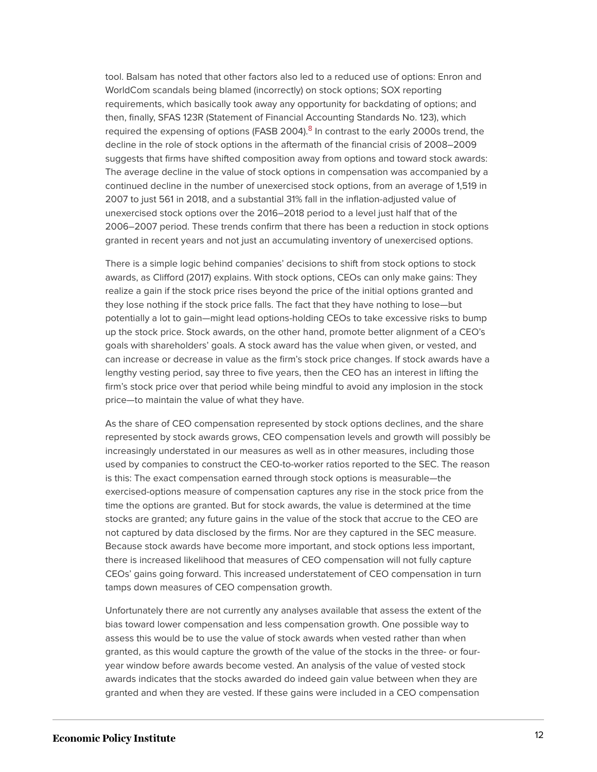tool. Balsam has noted that other factors also led to a reduced use of options: Enron and WorldCom scandals being blamed (incorrectly) on stock options; SOX reporting requirements, which basically took away any opportunity for backdating of options; and then, finally, SFAS 123R (Statement of Financial Accounting Standards No. 123), which required the expensing of options (FASB 2004).[8] In contrast to the early 2000s trend, the decline in the role of stock options in the aftermath of the financial crisis of 2008–2009 suggests that firms have shifted composition away from options and toward stock awards: The average decline in the value of stock options in compensation was accompanied by a continued decline in the number of unexercised stock options, from an average of 1,519 in 2007 to just 561 in 2018, and a substantial 31% fall in the inflation-adjusted value of unexercised stock options over the 2016–2018 period to a level just half that of the 2006–2007 period. These trends confirm that there has been a reduction in stock options granted in recent years and not just an accumulating inventory of unexercised options.

There is a simple logic behind companies' decisions to shift from stock options to stock awards, as Clifford (2017) explains. With stock options, CEOs can only make gains: They realize a gain if the stock price rises beyond the price of the initial options granted and they lose nothing if the stock price falls. The fact that they have nothing to lose—but potentially a lot to gain—might lead options-holding CEOs to take excessive risks to bump up the stock price. Stock awards, on the other hand, promote better alignment of a CEO's goals with shareholders' goals. A stock award has the value when given, or vested, and can increase or decrease in value as the firm's stock price changes. If stock awards have a lengthy vesting period, say three to five years, then the CEO has an interest in lifting the firm's stock price over that period while being mindful to avoid any implosion in the stock price—to maintain the value of what they have.

As the share of CEO compensation represented by stock options declines, and the share represented by stock awards grows, CEO compensation levels and growth will possibly be increasingly understated in our measures as well as in other measures, including those used by companies to construct the CEO-to-worker ratios reported to the SEC. The reason is this: The exact compensation earned through stock options is measurable—the exercised-options measure of compensation captures any rise in the stock price from the time the options are granted. But for stock awards, the value is determined at the time stocks are granted; any future gains in the value of the stock that accrue to the CEO are not captured by data disclosed by the firms. Nor are they captured in the SEC measure. Because stock awards have become more important, and stock options less important, there is increased likelihood that measures of CEO compensation will not fully capture CEOs' gains going forward. This increased understatement of CEO compensation in turn tamps down measures of CEO compensation growth.

Unfortunately there are not currently any analyses available that assess the extent of the bias toward lower compensation and less compensation growth. One possible way to assess this would be to use the value of stock awards when vested rather than when granted, as this would capture the growth of the value of the stocks in the three- or four-year window before awards become vested. An analysis of the value of vested stock awards indicates that the stocks awarded do indeed gain value between when they are granted and when they are vested. If these gains were included in a CEO compensation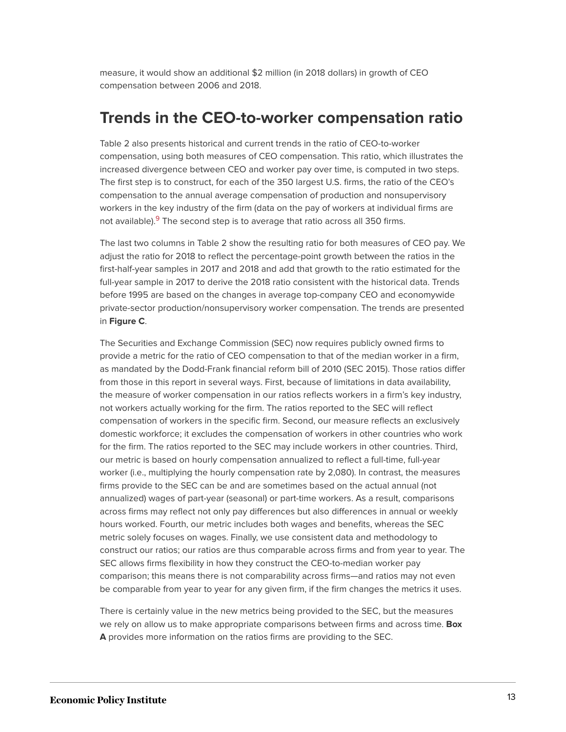measure, it would show an additional $2 million (in 2018 dollars) in growth of CEO compensation between 2006 and 2018.

## Trends in the CEO-to-worker compensation ratio

Table 2 also presents historical and current trends in the ratio of CEO-to-worker compensation, using both measures of CEO compensation. This ratio, which illustrates the increased divergence between CEO and worker pay over time, is computed in two steps. The first step is to construct, for each of the 350 largest U.S. firms, the ratio of the CEO's compensation to the annual average compensation of production and nonsupervisory workers in the key industry of the firm (data on the pay of workers at individual firms are not available).[9] The second step is to average that ratio across all 350 firms.

The last two columns in Table 2 show the resulting ratio for both measures of CEO pay. We adjust the ratio for 2018 to reflect the percentage-point growth between the ratios in the first-half-year samples in 2017 and 2018 and add that growth to the ratio estimated for the full-year sample in 2017 to derive the 2018 ratio consistent with the historical data. Trends before 1995 are based on the changes in average top-company CEO and economywide private-sector production/nonsupervisory worker compensation. The trends are presented in **Figure C**.

The Securities and Exchange Commission (SEC) now requires publicly owned firms to provide a metric for the ratio of CEO compensation to that of the median worker in a firm, as mandated by the Dodd-Frank financial reform bill of 2010 (SEC 2015). Those ratios differ from those in this report in several ways. First, because of limitations in data availability, the measure of worker compensation in our ratios reflects workers in a firm's key industry, not workers actually working for the firm. The ratios reported to the SEC will reflect compensation of workers in the specific firm. Second, our measure reflects an exclusively domestic workforce; it excludes the compensation of workers in other countries who work for the firm. The ratios reported to the SEC may include workers in other countries. Third, our metric is based on hourly compensation annualized to reflect a full-time, full-year worker (i.e., multiplying the hourly compensation rate by 2,080). In contrast, the measures firms provide to the SEC can be and are sometimes based on the actual annual (not annualized) wages of part-year (seasonal) or part-time workers. As a result, comparisons across firms may reflect not only pay differences but also differences in annual or weekly hours worked. Fourth, our metric includes both wages and benefits, whereas the SEC metric solely focuses on wages. Finally, we use consistent data and methodology to construct our ratios; our ratios are thus comparable across firms and from year to year. The SEC allows firms flexibility in how they construct the CEO-to-median worker pay comparison; this means there is not comparability across firms—and ratios may not even be comparable from year to year for any given firm, if the firm changes the metrics it uses.

There is certainly value in the new metrics being provided to the SEC, but the measures we rely on allow us to make appropriate comparisons between firms and across time. **Box A** provides more information on the ratios firms are providing to the SEC.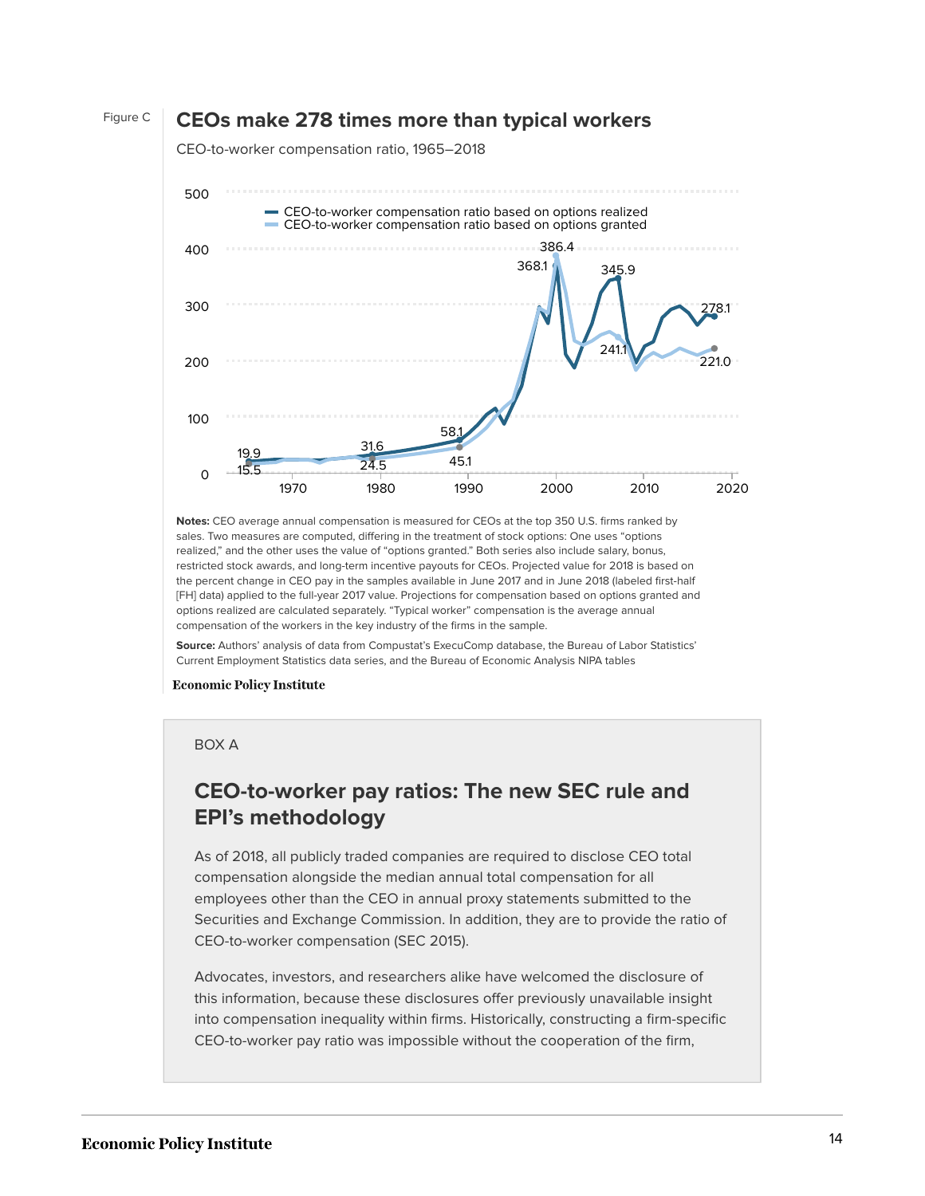Figure C

## CEOs make 278 times more than typical workers

CEO-to-worker compensation ratio, 1965–2018

**Notes:** CEO average annual compensation is measured for CEOs at the top 350 U.S. firms ranked by sales. Two measures are computed, differing in the treatment of stock options: One uses "options realized," and the other uses the value of "options granted." Both series also include salary, bonus, restricted stock awards, and long-term incentive payouts for CEOs. Projected value for 2018 is based on the percent change in CEO pay in the samples available in June 2017 and in June 2018 (labeled first-half [FH] data) applied to the full-year 2017 value. Projections for compensation based on options granted and options realized are calculated separately. "Typical worker" compensation is the average annual compensation of the workers in the key industry of the firms in the sample.

**Source:** Authors' analysis of data from Compustat's ExecuComp database, the Bureau of Labor Statistics' Current Employment Statistics data series, and the Bureau of Economic Analysis NIPA tables

**Economic Policy Institute**

BOX A

## CEO-to-worker pay ratios: The new SEC rule and EPI's methodology

As of 2018, all publicly traded companies are required to disclose CEO total compensation alongside the median annual total compensation for all employees other than the CEO in annual proxy statements submitted to the Securities and Exchange Commission. In addition, they are to provide the ratio of CEO-to-worker compensation (SEC 2015).

Advocates, investors, and researchers alike have welcomed the disclosure of this information, because these disclosures offer previously unavailable insight into compensation inequality within firms. Historically, constructing a firm-specific CEO-to-worker pay ratio was impossible without the cooperation of the firm,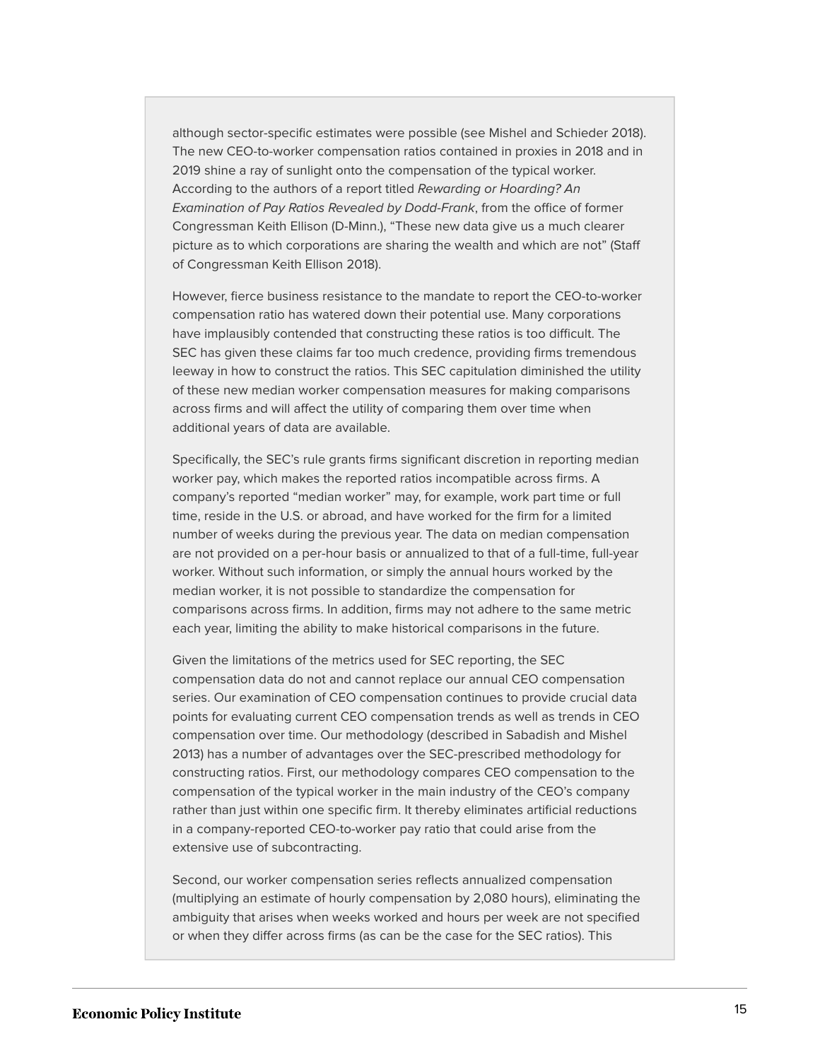although sector-specific estimates were possible (see Mishel and Schieder 2018). The new CEO-to-worker compensation ratios contained in proxies in 2018 and in 2019 shine a ray of sunlight onto the compensation of the typical worker. According to the authors of a report titled *Rewarding or Hoarding? An Examination of Pay Ratios Revealed by Dodd-Frank*, from the office of former Congressman Keith Ellison (D-Minn.), "These new data give us a much clearer picture as to which corporations are sharing the wealth and which are not" (Staff of Congressman Keith Ellison 2018).

However, fierce business resistance to the mandate to report the CEO-to-worker compensation ratio has watered down their potential use. Many corporations have implausibly contended that constructing these ratios is too difficult. The SEC has given these claims far too much credence, providing firms tremendous leeway in how to construct the ratios. This SEC capitulation diminished the utility of these new median worker compensation measures for making comparisons across firms and will affect the utility of comparing them over time when additional years of data are available.

Specifically, the SEC's rule grants firms significant discretion in reporting median worker pay, which makes the reported ratios incompatible across firms. A company's reported "median worker" may, for example, work part time or full time, reside in the U.S. or abroad, and have worked for the firm for a limited number of weeks during the previous year. The data on median compensation are not provided on a per-hour basis or annualized to that of a full-time, full-year worker. Without such information, or simply the annual hours worked by the median worker, it is not possible to standardize the compensation for comparisons across firms. In addition, firms may not adhere to the same metric each year, limiting the ability to make historical comparisons in the future.

Given the limitations of the metrics used for SEC reporting, the SEC compensation data do not and cannot replace our annual CEO compensation series. Our examination of CEO compensation continues to provide crucial data points for evaluating current CEO compensation trends as well as trends in CEO compensation over time. Our methodology (described in Sabadish and Mishel 2013) has a number of advantages over the SEC-prescribed methodology for constructing ratios. First, our methodology compares CEO compensation to the compensation of the typical worker in the main industry of the CEO's company rather than just within one specific firm. It thereby eliminates artificial reductions in a company-reported CEO-to-worker pay ratio that could arise from the extensive use of subcontracting.

Second, our worker compensation series reflects annualized compensation (multiplying an estimate of hourly compensation by 2,080 hours), eliminating the ambiguity that arises when weeks worked and hours per week are not specified or when they differ across firms (as can be the case for the SEC ratios). This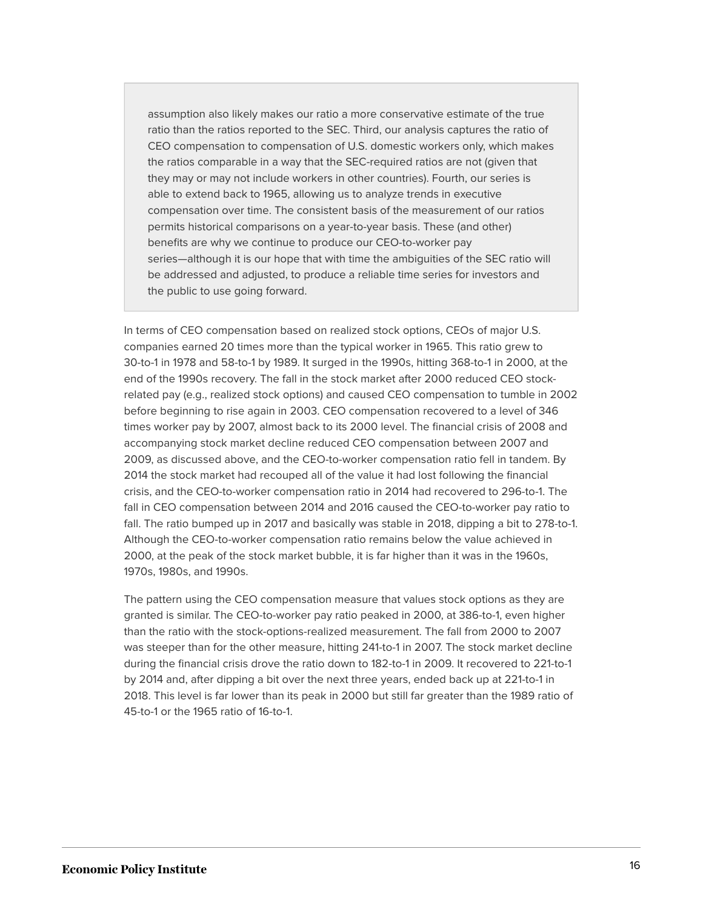assumption also likely makes our ratio a more conservative estimate of the true ratio than the ratios reported to the SEC. Third, our analysis captures the ratio of CEO compensation to compensation of U.S. domestic workers only, which makes the ratios comparable in a way that the SEC-required ratios are not (given that they may or may not include workers in other countries). Fourth, our series is able to extend back to 1965, allowing us to analyze trends in executive compensation over time. The consistent basis of the measurement of our ratios permits historical comparisons on a year-to-year basis. These (and other) benefits are why we continue to produce our CEO-to-worker pay series—although it is our hope that with time the ambiguities of the SEC ratio will be addressed and adjusted, to produce a reliable time series for investors and the public to use going forward.

In terms of CEO compensation based on realized stock options, CEOs of major U.S. companies earned 20 times more than the typical worker in 1965. This ratio grew to 30-to-1 in 1978 and 58-to-1 by 1989. It surged in the 1990s, hitting 368-to-1 in 2000, at the end of the 1990s recovery. The fall in the stock market after 2000 reduced CEO stock-related pay (e.g., realized stock options) and caused CEO compensation to tumble in 2002 before beginning to rise again in 2003. CEO compensation recovered to a level of 346 times worker pay by 2007, almost back to its 2000 level. The financial crisis of 2008 and accompanying stock market decline reduced CEO compensation between 2007 and 2009, as discussed above, and the CEO-to-worker compensation ratio fell in tandem. By 2014 the stock market had recouped all of the value it had lost following the financial crisis, and the CEO-to-worker compensation ratio in 2014 had recovered to 296-to-1. The fall in CEO compensation between 2014 and 2016 caused the CEO-to-worker pay ratio to fall. The ratio bumped up in 2017 and basically was stable in 2018, dipping a bit to 278-to-1. Although the CEO-to-worker compensation ratio remains below the value achieved in 2000, at the peak of the stock market bubble, it is far higher than it was in the 1960s, 1970s, 1980s, and 1990s.

The pattern using the CEO compensation measure that values stock options as they are granted is similar. The CEO-to-worker pay ratio peaked in 2000, at 386-to-1, even higher than the ratio with the stock-options-realized measurement. The fall from 2000 to 2007 was steeper than for the other measure, hitting 241-to-1 in 2007. The stock market decline during the financial crisis drove the ratio down to 182-to-1 in 2009. It recovered to 221-to-1 by 2014 and, after dipping a bit over the next three years, ended back up at 221-to-1 in 2018. This level is far lower than its peak in 2000 but still far greater than the 1989 ratio of 45-to-1 or the 1965 ratio of 16-to-1.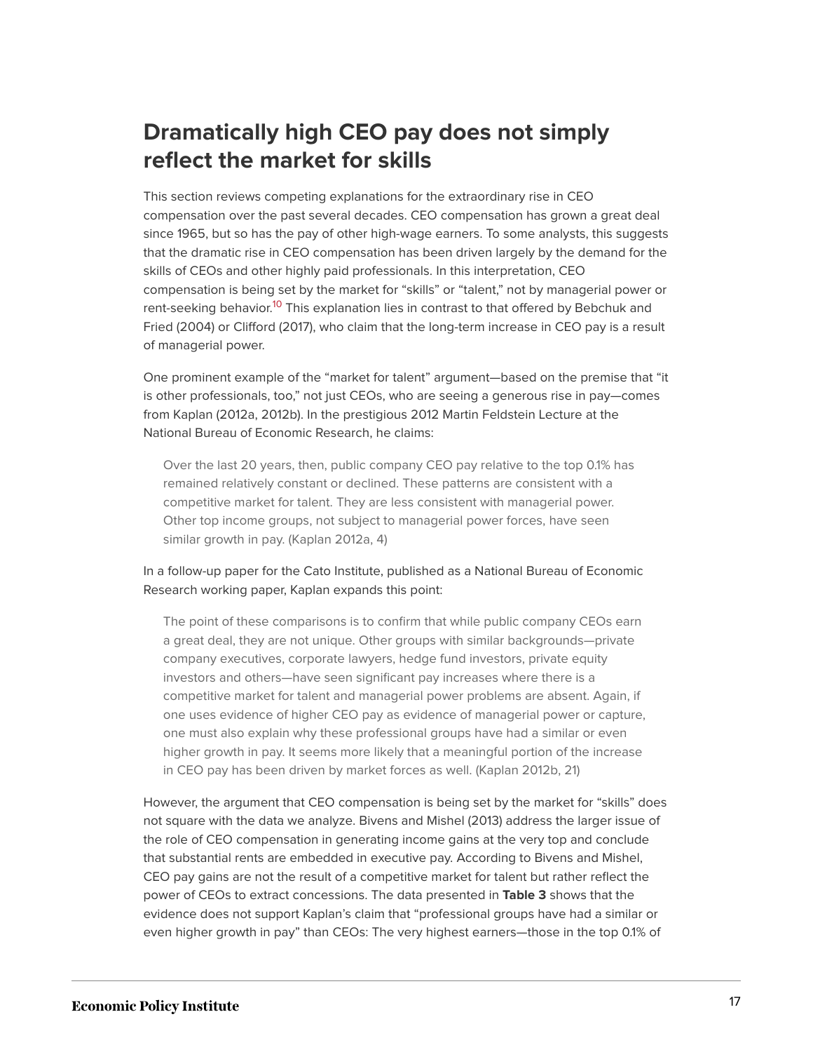## Dramatically high CEO pay does not simply reflect the market for skills

This section reviews competing explanations for the extraordinary rise in CEO compensation over the past several decades. CEO compensation has grown a great deal since 1965, but so has the pay of other high-wage earners. To some analysts, this suggests that the dramatic rise in CEO compensation has been driven largely by the demand for the skills of CEOs and other highly paid professionals. In this interpretation, CEO compensation is being set by the market for "skills" or "talent," not by managerial power or rent-seeking behavior.[10] This explanation lies in contrast to that offered by Bebchuk and Fried (2004) or Clifford (2017), who claim that the long-term increase in CEO pay is a result of managerial power.

One prominent example of the "market for talent" argument—based on the premise that "it is other professionals, too," not just CEOs, who are seeing a generous rise in pay—comes from Kaplan (2012a, 2012b). In the prestigious 2012 Martin Feldstein Lecture at the National Bureau of Economic Research, he claims:

> Over the last 20 years, then, public company CEO pay relative to the top 0.1% has remained relatively constant or declined. These patterns are consistent with a competitive market for talent. They are less consistent with managerial power. Other top income groups, not subject to managerial power forces, have seen similar growth in pay. (Kaplan 2012a, 4)

In a follow-up paper for the Cato Institute, published as a National Bureau of Economic Research working paper, Kaplan expands this point:

> The point of these comparisons is to confirm that while public company CEOs earn a great deal, they are not unique. Other groups with similar backgrounds—private company executives, corporate lawyers, hedge fund investors, private equity investors and others—have seen significant pay increases where there is a competitive market for talent and managerial power problems are absent. Again, if one uses evidence of higher CEO pay as evidence of managerial power or capture, one must also explain why these professional groups have had a similar or even higher growth in pay. It seems more likely that a meaningful portion of the increase in CEO pay has been driven by market forces as well. (Kaplan 2012b, 21)

However, the argument that CEO compensation is being set by the market for "skills" does not square with the data we analyze. Bivens and Mishel (2013) address the larger issue of the role of CEO compensation in generating income gains at the very top and conclude that substantial rents are embedded in executive pay. According to Bivens and Mishel, CEO pay gains are not the result of a competitive market for talent but rather reflect the power of CEOs to extract concessions. The data presented in **Table 3** shows that the evidence does not support Kaplan's claim that "professional groups have had a similar or even higher growth in pay" than CEOs: The very highest earners—those in the top 0.1% of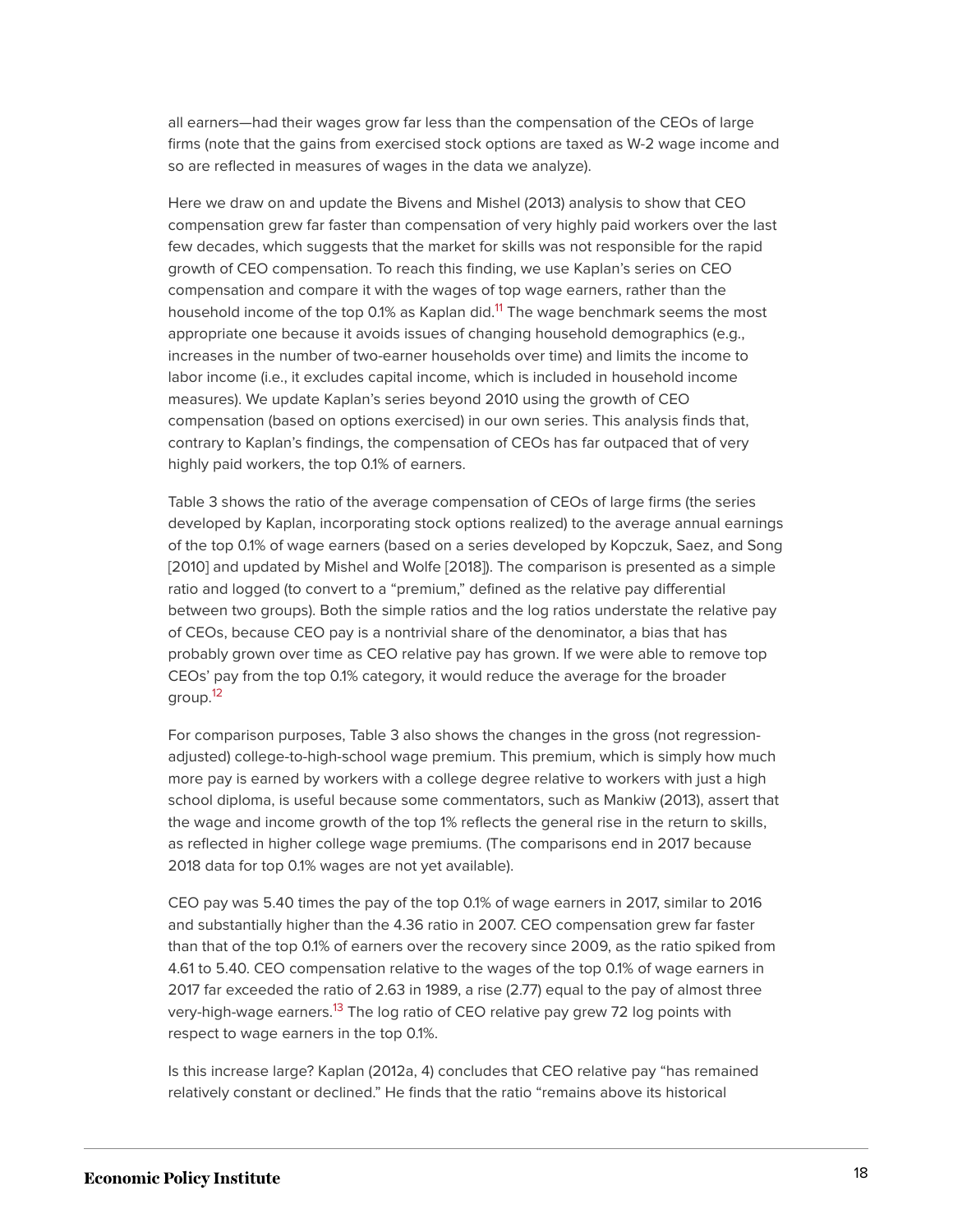all earners—had their wages grow far less than the compensation of the CEOs of large firms (note that the gains from exercised stock options are taxed as W-2 wage income and so are reflected in measures of wages in the data we analyze).

Here we draw on and update the Bivens and Mishel (2013) analysis to show that CEO compensation grew far faster than compensation of very highly paid workers over the last few decades, which suggests that the market for skills was not responsible for the rapid growth of CEO compensation. To reach this finding, we use Kaplan's series on CEO compensation and compare it with the wages of top wage earners, rather than the household income of the top 0.1% as Kaplan did.[11] The wage benchmark seems the most appropriate one because it avoids issues of changing household demographics (e.g., increases in the number of two-earner households over time) and limits the income to labor income (i.e., it excludes capital income, which is included in household income measures). We update Kaplan's series beyond 2010 using the growth of CEO compensation (based on options exercised) in our own series. This analysis finds that, contrary to Kaplan's findings, the compensation of CEOs has far outpaced that of very highly paid workers, the top 0.1% of earners.

Table 3 shows the ratio of the average compensation of CEOs of large firms (the series developed by Kaplan, incorporating stock options realized) to the average annual earnings of the top 0.1% of wage earners (based on a series developed by Kopczuk, Saez, and Song [2010] and updated by Mishel and Wolfe [2018]). The comparison is presented as a simple ratio and logged (to convert to a "premium," defined as the relative pay differential between two groups). Both the simple ratios and the log ratios understate the relative pay of CEOs, because CEO pay is a nontrivial share of the denominator, a bias that has probably grown over time as CEO relative pay has grown. If we were able to remove top CEOs' pay from the top 0.1% category, it would reduce the average for the broader group.[12]

For comparison purposes, Table 3 also shows the changes in the gross (not regression-adjusted) college-to-high-school wage premium. This premium, which is simply how much more pay is earned by workers with a college degree relative to workers with just a high school diploma, is useful because some commentators, such as Mankiw (2013), assert that the wage and income growth of the top 1% reflects the general rise in the return to skills, as reflected in higher college wage premiums. (The comparisons end in 2017 because 2018 data for top 0.1% wages are not yet available).

CEO pay was 5.40 times the pay of the top 0.1% of wage earners in 2017, similar to 2016 and substantially higher than the 4.36 ratio in 2007. CEO compensation grew far faster than that of the top 0.1% of earners over the recovery since 2009, as the ratio spiked from 4.61 to 5.40. CEO compensation relative to the wages of the top 0.1% of wage earners in 2017 far exceeded the ratio of 2.63 in 1989, a rise (2.77) equal to the pay of almost three very-high-wage earners.[13] The log ratio of CEO relative pay grew 72 log points with respect to wage earners in the top 0.1%.

Is this increase large? Kaplan (2012a, 4) concludes that CEO relative pay "has remained relatively constant or declined." He finds that the ratio "remains above its historical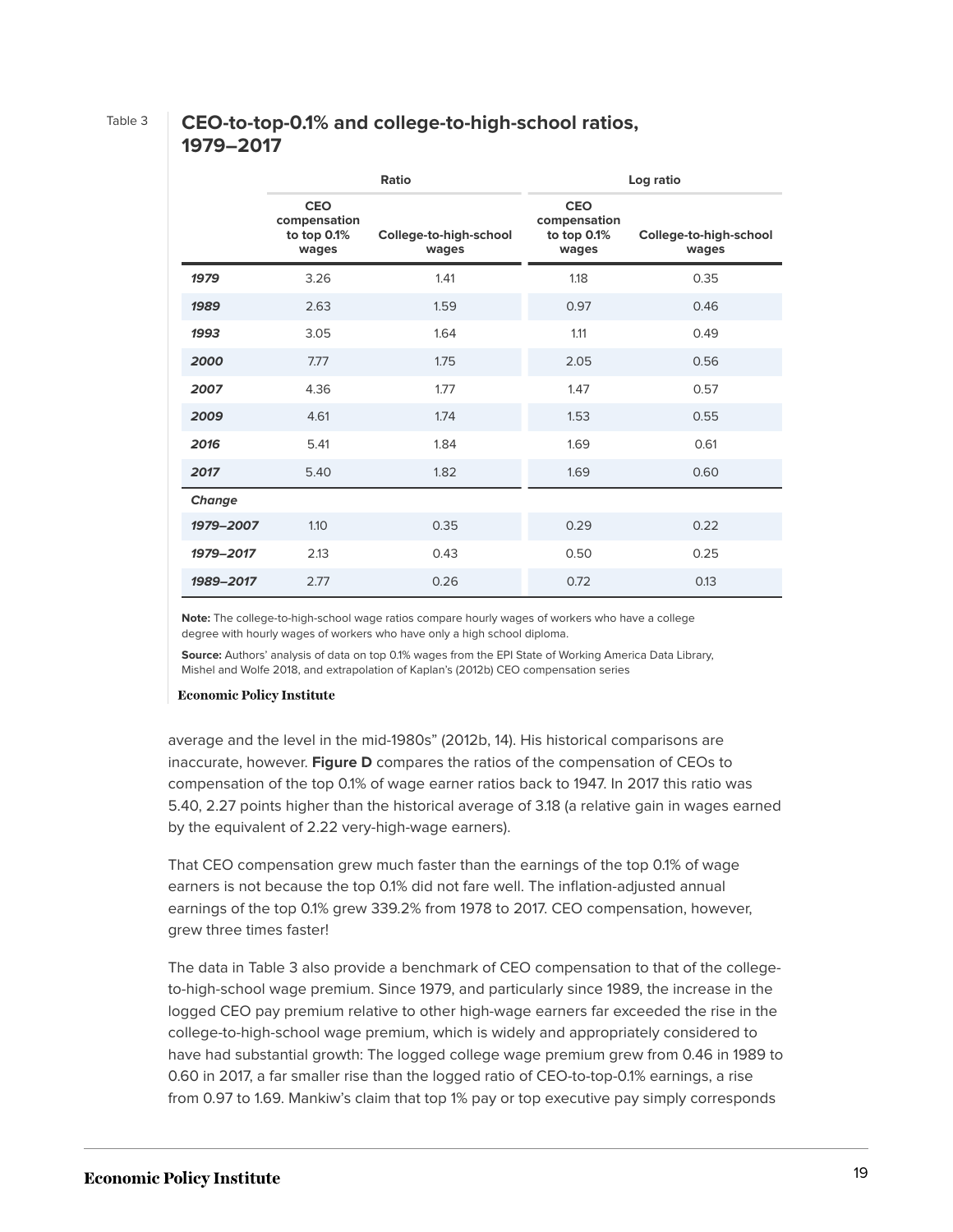Table 3

## CEO-to-top-0.1% and college-to-high-school ratios, 1979–2017

| | Ratio | | Log ratio | |
|---|---|---|---|---|
| | CEO compensation to top 0.1% wages | College-to-high-school wages | CEO compensation to top 0.1% wages | College-to-high-school wages |
| ***1979*** | 3.26 | 1.41 | 1.18 | 0.35 |
| ***1989*** | 2.63 | 1.59 | 0.97 | 0.46 |
| ***1993*** | 3.05 | 1.64 | 1.11 | 0.49 |
| ***2000*** | 7.77 | 1.75 | 2.05 | 0.56 |
| ***2007*** | 4.36 | 1.77 | 1.47 | 0.57 |
| ***2009*** | 4.61 | 1.74 | 1.53 | 0.55 |
| ***2016*** | 5.41 | 1.84 | 1.69 | 0.61 |
| ***2017*** | 5.40 | 1.82 | 1.69 | 0.60 |
| ***Change*** | | | | |
| ***1979–2007*** | 1.10 | 0.35 | 0.29 | 0.22 |
| ***1979–2017*** | 2.13 | 0.43 | 0.50 | 0.25 |
| ***1989–2017*** | 2.77 | 0.26 | 0.72 | 0.13 |

**Note:** The college-to-high-school wage ratios compare hourly wages of workers who have a college degree with hourly wages of workers who have only a high school diploma.

**Source:** Authors' analysis of data on top 0.1% wages from the EPI State of Working America Data Library, Mishel and Wolfe 2018, and extrapolation of Kaplan's (2012b) CEO compensation series

Economic Policy Institute

average and the level in the mid-1980s" (2012b, 14). His historical comparisons are inaccurate, however. **Figure D** compares the ratios of the compensation of CEOs to compensation of the top 0.1% of wage earner ratios back to 1947. In 2017 this ratio was 5.40, 2.27 points higher than the historical average of 3.18 (a relative gain in wages earned by the equivalent of 2.22 very-high-wage earners).

That CEO compensation grew much faster than the earnings of the top 0.1% of wage earners is not because the top 0.1% did not fare well. The inflation-adjusted annual earnings of the top 0.1% grew 339.2% from 1978 to 2017. CEO compensation, however, grew three times faster!

The data in Table 3 also provide a benchmark of CEO compensation to that of the college-to-high-school wage premium. Since 1979, and particularly since 1989, the increase in the logged CEO pay premium relative to other high-wage earners far exceeded the rise in the college-to-high-school wage premium, which is widely and appropriately considered to have had substantial growth: The logged college wage premium grew from 0.46 in 1989 to 0.60 in 2017, a far smaller rise than the logged ratio of CEO-to-top-0.1% earnings, a rise from 0.97 to 1.69. Mankiw's claim that top 1% pay or top executive pay simply corresponds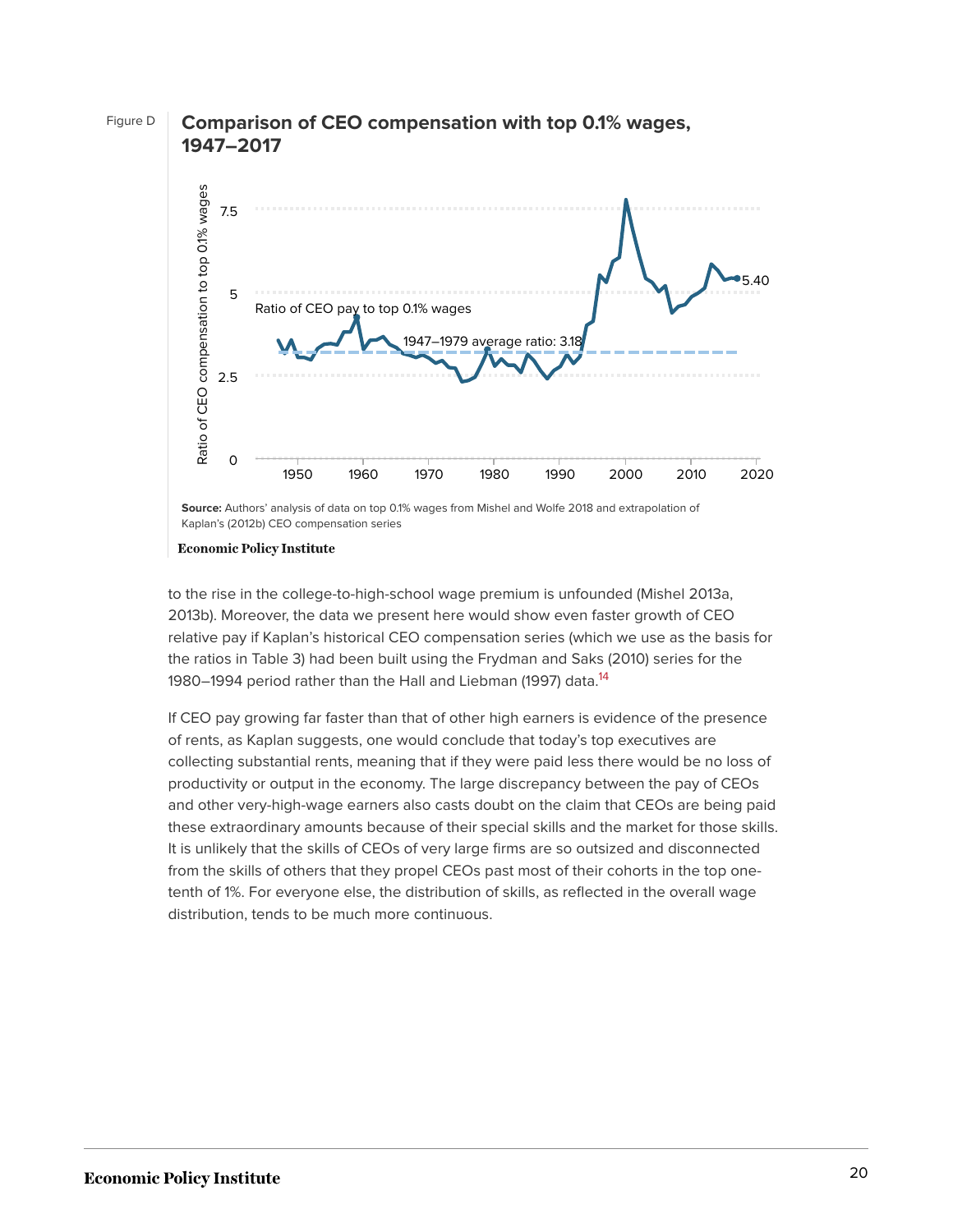Figure D

**Comparison of CEO compensation with top 0.1% wages, 1947–2017**

**Source:** Authors' analysis of data on top 0.1% wages from Mishel and Wolfe 2018 and extrapolation of Kaplan's (2012b) CEO compensation series

Economic Policy Institute

to the rise in the college-to-high-school wage premium is unfounded (Mishel 2013a, 2013b). Moreover, the data we present here would show even faster growth of CEO relative pay if Kaplan's historical CEO compensation series (which we use as the basis for the ratios in Table 3) had been built using the Frydman and Saks (2010) series for the 1980–1994 period rather than the Hall and Liebman (1997) data.[14]

If CEO pay growing far faster than that of other high earners is evidence of the presence of rents, as Kaplan suggests, one would conclude that today's top executives are collecting substantial rents, meaning that if they were paid less there would be no loss of productivity or output in the economy. The large discrepancy between the pay of CEOs and other very-high-wage earners also casts doubt on the claim that CEOs are being paid these extraordinary amounts because of their special skills and the market for those skills. It is unlikely that the skills of CEOs of very large firms are so outsized and disconnected from the skills of others that they propel CEOs past most of their cohorts in the top one-tenth of 1%. For everyone else, the distribution of skills, as reflected in the overall wage distribution, tends to be much more continuous.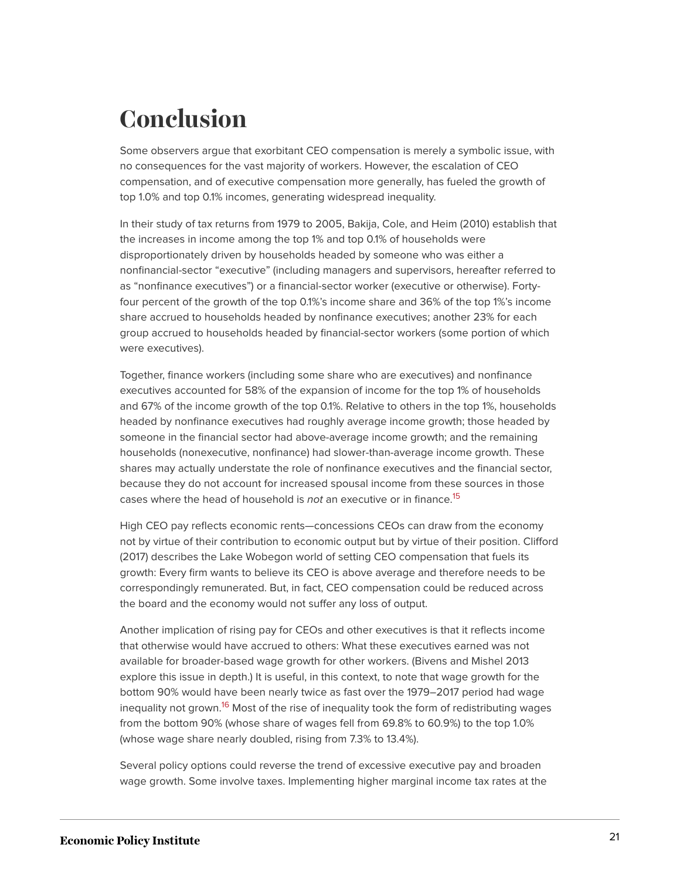# Conclusion

Some observers argue that exorbitant CEO compensation is merely a symbolic issue, with no consequences for the vast majority of workers. However, the escalation of CEO compensation, and of executive compensation more generally, has fueled the growth of top 1.0% and top 0.1% incomes, generating widespread inequality.

In their study of tax returns from 1979 to 2005, Bakija, Cole, and Heim (2010) establish that the increases in income among the top 1% and top 0.1% of households were disproportionately driven by households headed by someone who was either a nonfinancial-sector "executive" (including managers and supervisors, hereafter referred to as "nonfinance executives") or a financial-sector worker (executive or otherwise). Forty-four percent of the growth of the top 0.1%'s income share and 36% of the top 1%'s income share accrued to households headed by nonfinance executives; another 23% for each group accrued to households headed by financial-sector workers (some portion of which were executives).

Together, finance workers (including some share who are executives) and nonfinance executives accounted for 58% of the expansion of income for the top 1% of households and 67% of the income growth of the top 0.1%. Relative to others in the top 1%, households headed by nonfinance executives had roughly average income growth; those headed by someone in the financial sector had above-average income growth; and the remaining households (nonexecutive, nonfinance) had slower-than-average income growth. These shares may actually understate the role of nonfinance executives and the financial sector, because they do not account for increased spousal income from these sources in those cases where the head of household is *not* an executive or in finance.[15]

High CEO pay reflects economic rents—concessions CEOs can draw from the economy not by virtue of their contribution to economic output but by virtue of their position. Clifford (2017) describes the Lake Wobegon world of setting CEO compensation that fuels its growth: Every firm wants to believe its CEO is above average and therefore needs to be correspondingly remunerated. But, in fact, CEO compensation could be reduced across the board and the economy would not suffer any loss of output.

Another implication of rising pay for CEOs and other executives is that it reflects income that otherwise would have accrued to others: What these executives earned was not available for broader-based wage growth for other workers. (Bivens and Mishel 2013 explore this issue in depth.) It is useful, in this context, to note that wage growth for the bottom 90% would have been nearly twice as fast over the 1979–2017 period had wage inequality not grown.[16] Most of the rise of inequality took the form of redistributing wages from the bottom 90% (whose share of wages fell from 69.8% to 60.9%) to the top 1.0% (whose wage share nearly doubled, rising from 7.3% to 13.4%).

Several policy options could reverse the trend of excessive executive pay and broaden wage growth. Some involve taxes. Implementing higher marginal income tax rates at the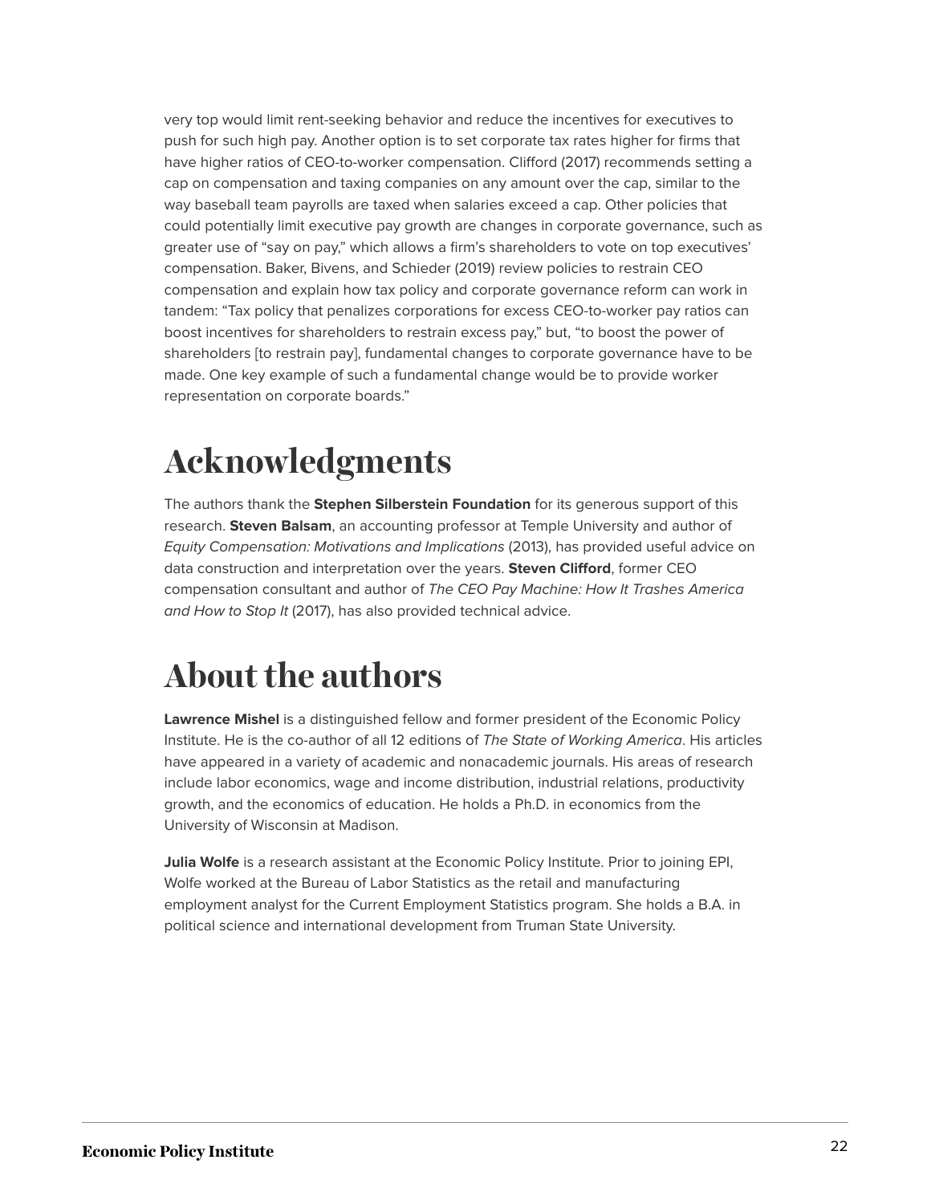very top would limit rent-seeking behavior and reduce the incentives for executives to push for such high pay. Another option is to set corporate tax rates higher for firms that have higher ratios of CEO-to-worker compensation. Clifford (2017) recommends setting a cap on compensation and taxing companies on any amount over the cap, similar to the way baseball team payrolls are taxed when salaries exceed a cap. Other policies that could potentially limit executive pay growth are changes in corporate governance, such as greater use of "say on pay," which allows a firm's shareholders to vote on top executives' compensation. Baker, Bivens, and Schieder (2019) review policies to restrain CEO compensation and explain how tax policy and corporate governance reform can work in tandem: "Tax policy that penalizes corporations for excess CEO-to-worker pay ratios can boost incentives for shareholders to restrain excess pay," but, "to boost the power of shareholders [to restrain pay], fundamental changes to corporate governance have to be made. One key example of such a fundamental change would be to provide worker representation on corporate boards."

# Acknowledgments

The authors thank the **Stephen Silberstein Foundation** for its generous support of this research. **Steven Balsam**, an accounting professor at Temple University and author of *Equity Compensation: Motivations and Implications* (2013), has provided useful advice on data construction and interpretation over the years. **Steven Clifford**, former CEO compensation consultant and author of *The CEO Pay Machine: How It Trashes America and How to Stop It* (2017), has also provided technical advice.

# About the authors

**Lawrence Mishel** is a distinguished fellow and former president of the Economic Policy Institute. He is the co-author of all 12 editions of *The State of Working America*. His articles have appeared in a variety of academic and nonacademic journals. His areas of research include labor economics, wage and income distribution, industrial relations, productivity growth, and the economics of education. He holds a Ph.D. in economics from the University of Wisconsin at Madison.

**Julia Wolfe** is a research assistant at the Economic Policy Institute. Prior to joining EPI, Wolfe worked at the Bureau of Labor Statistics as the retail and manufacturing employment analyst for the Current Employment Statistics program. She holds a B.A. in political science and international development from Truman State University.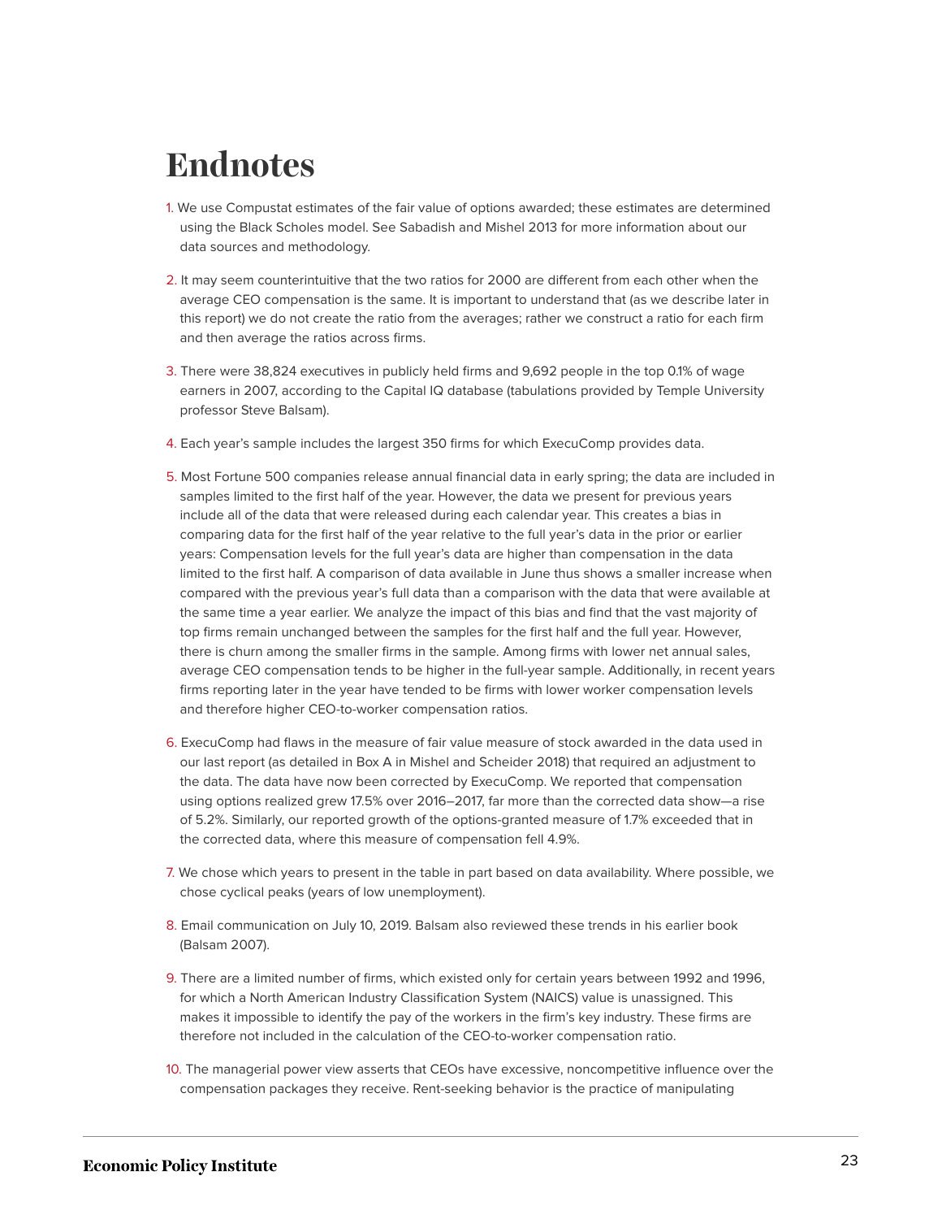# Endnotes

1. We use Compustat estimates of the fair value of options awarded; these estimates are determined using the Black Scholes model. See Sabadish and Mishel 2013 for more information about our data sources and methodology.

2. It may seem counterintuitive that the two ratios for 2000 are different from each other when the average CEO compensation is the same. It is important to understand that (as we describe later in this report) we do not create the ratio from the averages; rather we construct a ratio for each firm and then average the ratios across firms.

3. There were 38,824 executives in publicly held firms and 9,692 people in the top 0.1% of wage earners in 2007, according to the Capital IQ database (tabulations provided by Temple University professor Steve Balsam).

4. Each year's sample includes the largest 350 firms for which ExecuComp provides data.

5. Most Fortune 500 companies release annual financial data in early spring; the data are included in samples limited to the first half of the year. However, the data we present for previous years include all of the data that were released during each calendar year. This creates a bias in comparing data for the first half of the year relative to the full year's data in the prior or earlier years: Compensation levels for the full year's data are higher than compensation in the data limited to the first half. A comparison of data available in June thus shows a smaller increase when compared with the previous year's full data than a comparison with the data that were available at the same time a year earlier. We analyze the impact of this bias and find that the vast majority of top firms remain unchanged between the samples for the first half and the full year. However, there is churn among the smaller firms in the sample. Among firms with lower net annual sales, average CEO compensation tends to be higher in the full-year sample. Additionally, in recent years firms reporting later in the year have tended to be firms with lower worker compensation levels and therefore higher CEO-to-worker compensation ratios.

6. ExecuComp had flaws in the measure of fair value measure of stock awarded in the data used in our last report (as detailed in Box A in Mishel and Scheider 2018) that required an adjustment to the data. The data have now been corrected by ExecuComp. We reported that compensation using options realized grew 17.5% over 2016–2017, far more than the corrected data show—a rise of 5.2%. Similarly, our reported growth of the options-granted measure of 1.7% exceeded that in the corrected data, where this measure of compensation fell 4.9%.

7. We chose which years to present in the table in part based on data availability. Where possible, we chose cyclical peaks (years of low unemployment).

8. Email communication on July 10, 2019. Balsam also reviewed these trends in his earlier book (Balsam 2007).

9. There are a limited number of firms, which existed only for certain years between 1992 and 1996, for which a North American Industry Classification System (NAICS) value is unassigned. This makes it impossible to identify the pay of the workers in the firm's key industry. These firms are therefore not included in the calculation of the CEO-to-worker compensation ratio.

10. The managerial power view asserts that CEOs have excessive, noncompetitive influence over the compensation packages they receive. Rent-seeking behavior is the practice of manipulating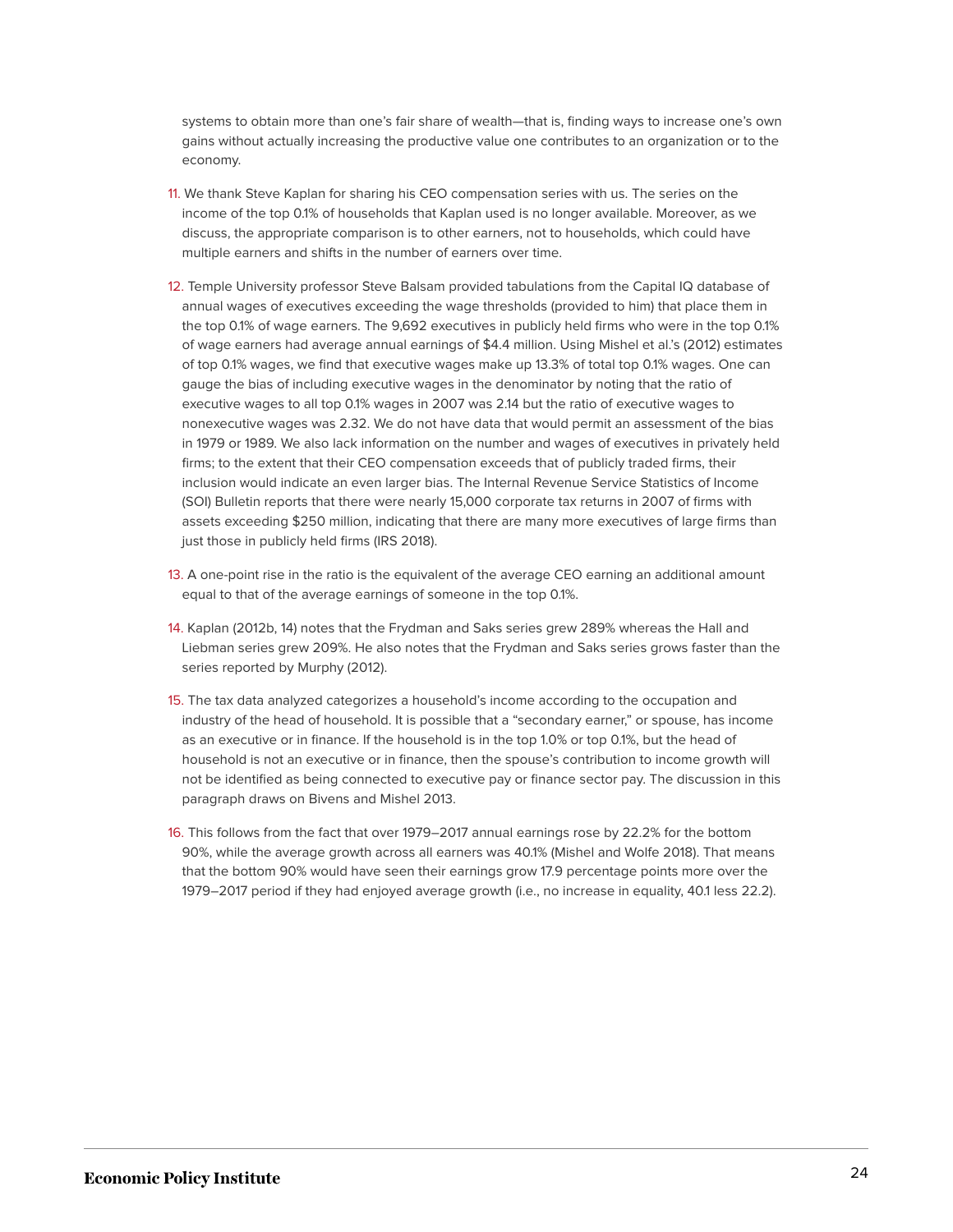systems to obtain more than one's fair share of wealth—that is, finding ways to increase one's own gains without actually increasing the productive value one contributes to an organization or to the economy.

11. We thank Steve Kaplan for sharing his CEO compensation series with us. The series on the income of the top 0.1% of households that Kaplan used is no longer available. Moreover, as we discuss, the appropriate comparison is to other earners, not to households, which could have multiple earners and shifts in the number of earners over time.

12. Temple University professor Steve Balsam provided tabulations from the Capital IQ database of annual wages of executives exceeding the wage thresholds (provided to him) that place them in the top 0.1% of wage earners. The 9,692 executives in publicly held firms who were in the top 0.1% of wage earners had average annual earnings of $4.4 million. Using Mishel et al.'s (2012) estimates of top 0.1% wages, we find that executive wages make up 13.3% of total top 0.1% wages. One can gauge the bias of including executive wages in the denominator by noting that the ratio of executive wages to all top 0.1% wages in 2007 was 2.14 but the ratio of executive wages to nonexecutive wages was 2.32. We do not have data that would permit an assessment of the bias in 1979 or 1989. We also lack information on the number and wages of executives in privately held firms; to the extent that their CEO compensation exceeds that of publicly traded firms, their inclusion would indicate an even larger bias. The Internal Revenue Service Statistics of Income (SOI) Bulletin reports that there were nearly 15,000 corporate tax returns in 2007 of firms with assets exceeding $250 million, indicating that there are many more executives of large firms than just those in publicly held firms (IRS 2018).

13. A one-point rise in the ratio is the equivalent of the average CEO earning an additional amount equal to that of the average earnings of someone in the top 0.1%.

14. Kaplan (2012b, 14) notes that the Frydman and Saks series grew 289% whereas the Hall and Liebman series grew 209%. He also notes that the Frydman and Saks series grows faster than the series reported by Murphy (2012).

15. The tax data analyzed categorizes a household's income according to the occupation and industry of the head of household. It is possible that a "secondary earner," or spouse, has income as an executive or in finance. If the household is in the top 1.0% or top 0.1%, but the head of household is not an executive or in finance, then the spouse's contribution to income growth will not be identified as being connected to executive pay or finance sector pay. The discussion in this paragraph draws on Bivens and Mishel 2013.

16. This follows from the fact that over 1979–2017 annual earnings rose by 22.2% for the bottom 90%, while the average growth across all earners was 40.1% (Mishel and Wolfe 2018). That means that the bottom 90% would have seen their earnings grow 17.9 percentage points more over the 1979–2017 period if they had enjoyed average growth (i.e., no increase in equality, 40.1 less 22.2).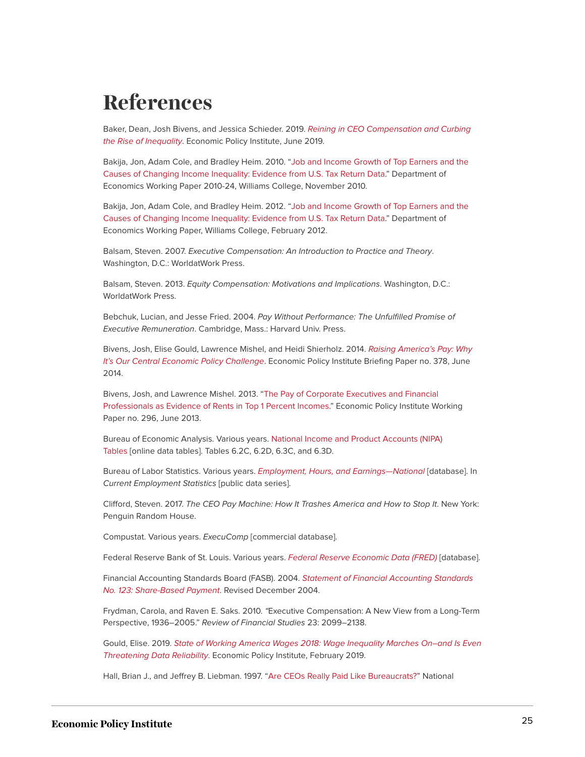# References

Baker, Dean, Josh Bivens, and Jessica Schieder. 2019. *Reining in CEO Compensation and Curbing the Rise of Inequality*. Economic Policy Institute, June 2019.

Bakija, Jon, Adam Cole, and Bradley Heim. 2010. "Job and Income Growth of Top Earners and the Causes of Changing Income Inequality: Evidence from U.S. Tax Return Data." Department of Economics Working Paper 2010-24, Williams College, November 2010.

Bakija, Jon, Adam Cole, and Bradley Heim. 2012. "Job and Income Growth of Top Earners and the Causes of Changing Income Inequality: Evidence from U.S. Tax Return Data." Department of Economics Working Paper, Williams College, February 2012.

Balsam, Steven. 2007. *Executive Compensation: An Introduction to Practice and Theory*. Washington, D.C.: WorldatWork Press.

Balsam, Steven. 2013. *Equity Compensation: Motivations and Implications*. Washington, D.C.: WorldatWork Press.

Bebchuk, Lucian, and Jesse Fried. 2004. *Pay Without Performance: The Unfulfilled Promise of Executive Remuneration*. Cambridge, Mass.: Harvard Univ. Press.

Bivens, Josh, Elise Gould, Lawrence Mishel, and Heidi Shierholz. 2014. *Raising America's Pay: Why It's Our Central Economic Policy Challenge*. Economic Policy Institute Briefing Paper no. 378, June 2014.

Bivens, Josh, and Lawrence Mishel. 2013. "The Pay of Corporate Executives and Financial Professionals as Evidence of Rents in Top 1 Percent Incomes." Economic Policy Institute Working Paper no. 296, June 2013.

Bureau of Economic Analysis. Various years. National Income and Product Accounts (NIPA) Tables [online data tables]. Tables 6.2C, 6.2D, 6.3C, and 6.3D.

Bureau of Labor Statistics. Various years. *Employment, Hours, and Earnings—National* [database]. In *Current Employment Statistics* [public data series].

Clifford, Steven. 2017. *The CEO Pay Machine: How It Trashes America and How to Stop It*. New York: Penguin Random House.

Compustat. Various years. *ExecuComp* [commercial database].

Federal Reserve Bank of St. Louis. Various years. *Federal Reserve Economic Data (FRED)* [database].

Financial Accounting Standards Board (FASB). 2004. *Statement of Financial Accounting Standards No. 123: Share-Based Payment*. Revised December 2004.

Frydman, Carola, and Raven E. Saks. 2010. "Executive Compensation: A New View from a Long-Term Perspective, 1936–2005." *Review of Financial Studies* 23: 2099–2138.

Gould, Elise. 2019. *State of Working America Wages 2018: Wage Inequality Marches On–and Is Even Threatening Data Reliability*. Economic Policy Institute, February 2019.

Hall, Brian J., and Jeffrey B. Liebman. 1997. "Are CEOs Really Paid Like Bureaucrats?" National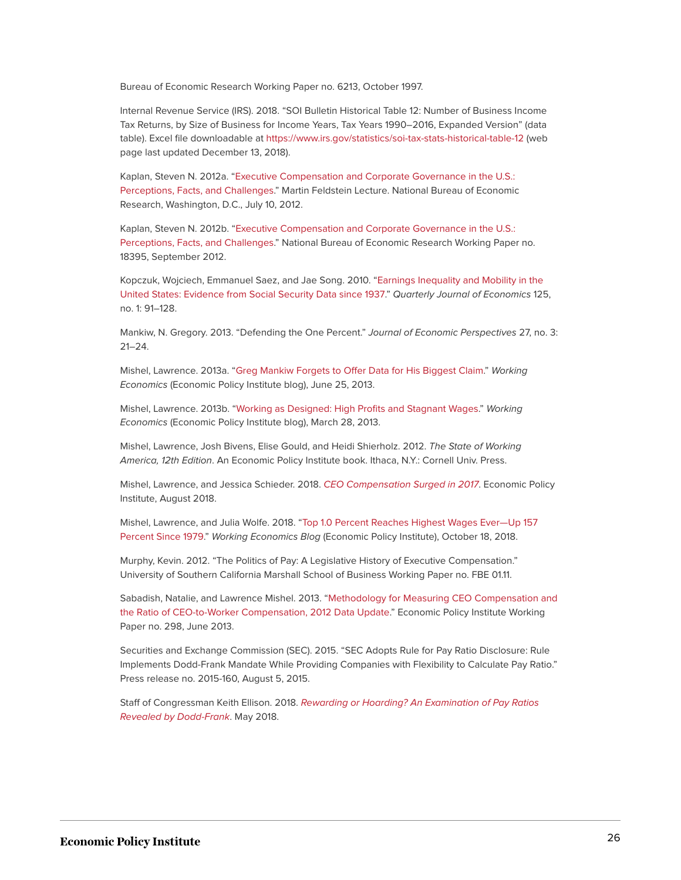Bureau of Economic Research Working Paper no. 6213, October 1997.

Internal Revenue Service (IRS). 2018. "SOI Bulletin Historical Table 12: Number of Business Income Tax Returns, by Size of Business for Income Years, Tax Years 1990–2016, Expanded Version" (data table). Excel file downloadable at https://www.irs.gov/statistics/soi-tax-stats-historical-table-12 (web page last updated December 13, 2018).

Kaplan, Steven N. 2012a. "Executive Compensation and Corporate Governance in the U.S.: Perceptions, Facts, and Challenges." Martin Feldstein Lecture. National Bureau of Economic Research, Washington, D.C., July 10, 2012.

Kaplan, Steven N. 2012b. "Executive Compensation and Corporate Governance in the U.S.: Perceptions, Facts, and Challenges." National Bureau of Economic Research Working Paper no. 18395, September 2012.

Kopczuk, Wojciech, Emmanuel Saez, and Jae Song. 2010. "Earnings Inequality and Mobility in the United States: Evidence from Social Security Data since 1937." *Quarterly Journal of Economics* 125, no. 1: 91–128.

Mankiw, N. Gregory. 2013. "Defending the One Percent." *Journal of Economic Perspectives* 27, no. 3: 21–24.

Mishel, Lawrence. 2013a. "Greg Mankiw Forgets to Offer Data for His Biggest Claim." *Working Economics* (Economic Policy Institute blog), June 25, 2013.

Mishel, Lawrence. 2013b. "Working as Designed: High Profits and Stagnant Wages." *Working Economics* (Economic Policy Institute blog), March 28, 2013.

Mishel, Lawrence, Josh Bivens, Elise Gould, and Heidi Shierholz. 2012. *The State of Working America, 12th Edition*. An Economic Policy Institute book. Ithaca, N.Y.: Cornell Univ. Press.

Mishel, Lawrence, and Jessica Schieder. 2018. *CEO Compensation Surged in 2017*. Economic Policy Institute, August 2018.

Mishel, Lawrence, and Julia Wolfe. 2018. "Top 1.0 Percent Reaches Highest Wages Ever—Up 157 Percent Since 1979." *Working Economics Blog* (Economic Policy Institute), October 18, 2018.

Murphy, Kevin. 2012. "The Politics of Pay: A Legislative History of Executive Compensation." University of Southern California Marshall School of Business Working Paper no. FBE 01.11.

Sabadish, Natalie, and Lawrence Mishel. 2013. "Methodology for Measuring CEO Compensation and the Ratio of CEO-to-Worker Compensation, 2012 Data Update." Economic Policy Institute Working Paper no. 298, June 2013.

Securities and Exchange Commission (SEC). 2015. "SEC Adopts Rule for Pay Ratio Disclosure: Rule Implements Dodd-Frank Mandate While Providing Companies with Flexibility to Calculate Pay Ratio." Press release no. 2015-160, August 5, 2015.

Staff of Congressman Keith Ellison. 2018. *Rewarding or Hoarding? An Examination of Pay Ratios Revealed by Dodd-Frank*. May 2018.